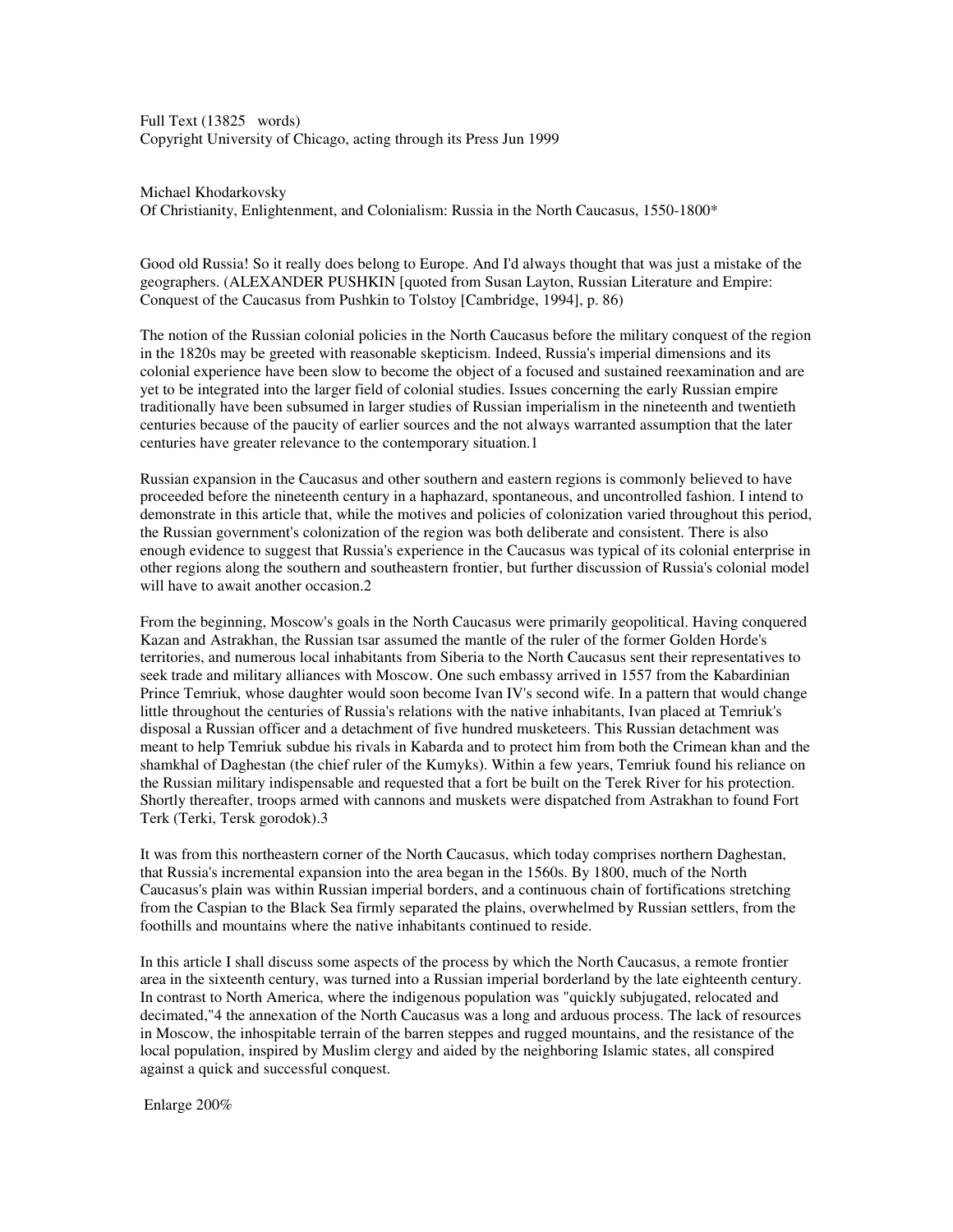Full Text (13825 words)
Copyright University of Chicago, acting through its Press Jun 1999

Michael Khodarkovsky

# Of Christianity, Enlightenment, and Colonialism: Russia in the North Caucasus, 1550-1800*

Good old Russia! So it really does belong to Europe. And I'd always thought that was just a mistake of the geographers. (ALEXANDER PUSHKIN [quoted from Susan Layton, Russian Literature and Empire: Conquest of the Caucasus from Pushkin to Tolstoy [Cambridge, 1994], p. 86)

The notion of the Russian colonial policies in the North Caucasus before the military conquest of the region in the 1820s may be greeted with reasonable skepticism. Indeed, Russia's imperial dimensions and its colonial experience have been slow to become the object of a focused and sustained reexamination and are yet to be integrated into the larger field of colonial studies. Issues concerning the early Russian empire traditionally have been subsumed in larger studies of Russian imperialism in the nineteenth and twentieth centuries because of the paucity of earlier sources and the not always warranted assumption that the later centuries have greater relevance to the contemporary situation.[1]

Russian expansion in the Caucasus and other southern and eastern regions is commonly believed to have proceeded before the nineteenth century in a haphazard, spontaneous, and uncontrolled fashion. I intend to demonstrate in this article that, while the motives and policies of colonization varied throughout this period, the Russian government's colonization of the region was both deliberate and consistent. There is also enough evidence to suggest that Russia's experience in the Caucasus was typical of its colonial enterprise in other regions along the southern and southeastern frontier, but further discussion of Russia's colonial model will have to await another occasion.[2]

From the beginning, Moscow's goals in the North Caucasus were primarily geopolitical. Having conquered Kazan and Astrakhan, the Russian tsar assumed the mantle of the ruler of the former Golden Horde's territories, and numerous local inhabitants from Siberia to the North Caucasus sent their representatives to seek trade and military alliances with Moscow. One such embassy arrived in 1557 from the Kabardinian Prince Temriuk, whose daughter would soon become Ivan IV's second wife. In a pattern that would change little throughout the centuries of Russia's relations with the native inhabitants, Ivan placed at Temriuk's disposal a Russian officer and a detachment of five hundred musketeers. This Russian detachment was meant to help Temriuk subdue his rivals in Kabarda and to protect him from both the Crimean khan and the shamkhal of Daghestan (the chief ruler of the Kumyks). Within a few years, Temriuk found his reliance on the Russian military indispensable and requested that a fort be built on the Terek River for his protection. Shortly thereafter, troops armed with cannons and muskets were dispatched from Astrakhan to found Fort Terk (Terki, Tersk gorodok).[3]

It was from this northeastern corner of the North Caucasus, which today comprises northern Daghestan, that Russia's incremental expansion into the area began in the 1560s. By 1800, much of the North Caucasus's plain was within Russian imperial borders, and a continuous chain of fortifications stretching from the Caspian to the Black Sea firmly separated the plains, overwhelmed by Russian settlers, from the foothills and mountains where the native inhabitants continued to reside.

In this article I shall discuss some aspects of the process by which the North Caucasus, a remote frontier area in the sixteenth century, was turned into a Russian imperial borderland by the late eighteenth century. In contrast to North America, where the indigenous population was "quickly subjugated, relocated and decimated,"[4] the annexation of the North Caucasus was a long and arduous process. The lack of resources in Moscow, the inhospitable terrain of the barren steppes and rugged mountains, and the resistance of the local population, inspired by Muslim clergy and aided by the neighboring Islamic states, all conspired against a quick and successful conquest.

Enlarge 200%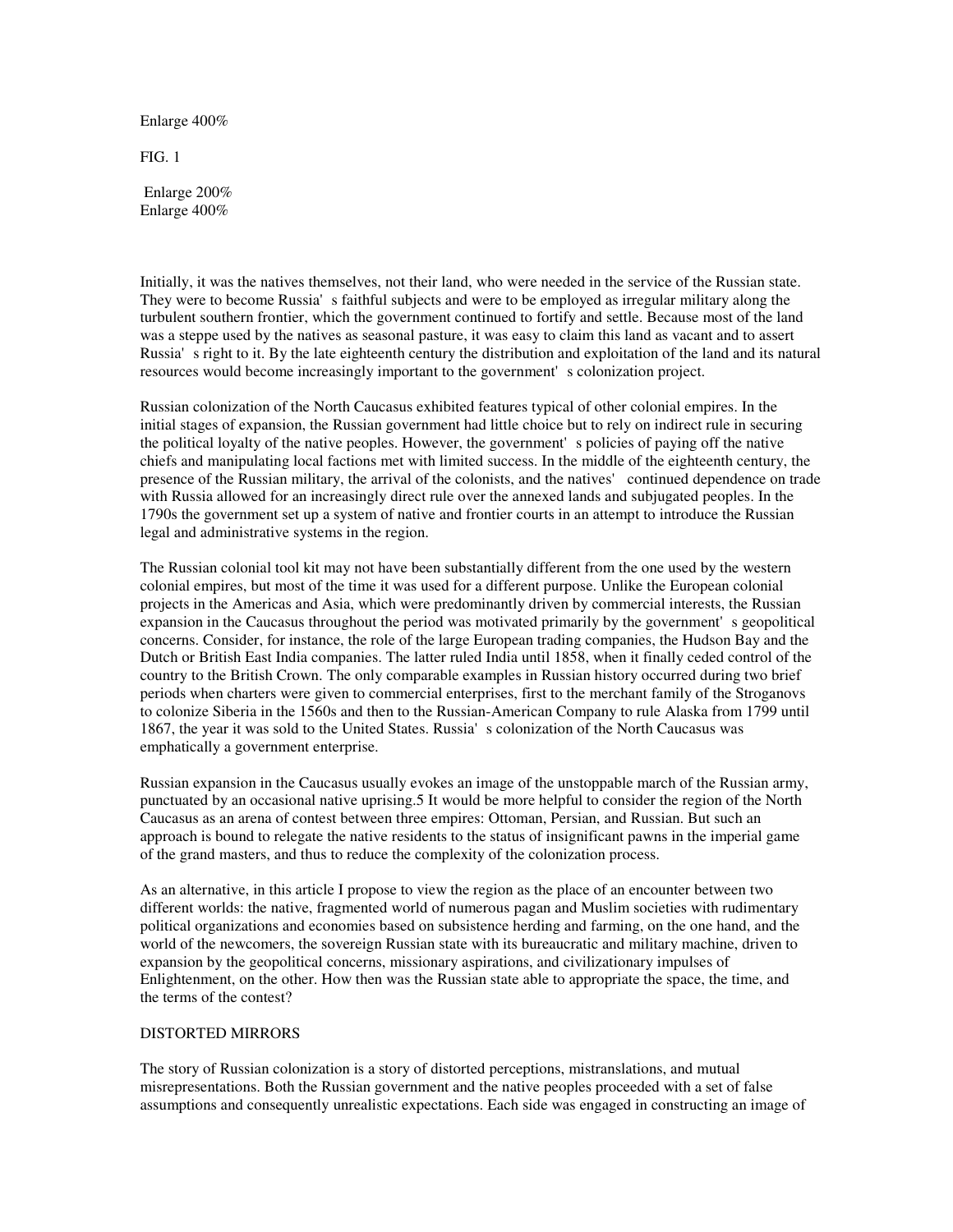Enlarge 400%

FIG. 1

Enlarge 200%
Enlarge 400%

Initially, it was the natives themselves, not their land, who were needed in the service of the Russian state. They were to become Russia's faithful subjects and were to be employed as irregular military along the turbulent southern frontier, which the government continued to fortify and settle. Because most of the land was a steppe used by the natives as seasonal pasture, it was easy to claim this land as vacant and to assert Russia's right to it. By the late eighteenth century the distribution and exploitation of the land and its natural resources would become increasingly important to the government's colonization project.

Russian colonization of the North Caucasus exhibited features typical of other colonial empires. In the initial stages of expansion, the Russian government had little choice but to rely on indirect rule in securing the political loyalty of the native peoples. However, the government's policies of paying off the native chiefs and manipulating local factions met with limited success. In the middle of the eighteenth century, the presence of the Russian military, the arrival of the colonists, and the natives' continued dependence on trade with Russia allowed for an increasingly direct rule over the annexed lands and subjugated peoples. In the 1790s the government set up a system of native and frontier courts in an attempt to introduce the Russian legal and administrative systems in the region.

The Russian colonial tool kit may not have been substantially different from the one used by the western colonial empires, but most of the time it was used for a different purpose. Unlike the European colonial projects in the Americas and Asia, which were predominantly driven by commercial interests, the Russian expansion in the Caucasus throughout the period was motivated primarily by the government's geopolitical concerns. Consider, for instance, the role of the large European trading companies, the Hudson Bay and the Dutch or British East India companies. The latter ruled India until 1858, when it finally ceded control of the country to the British Crown. The only comparable examples in Russian history occurred during two brief periods when charters were given to commercial enterprises, first to the merchant family of the Stroganovs to colonize Siberia in the 1560s and then to the Russian-American Company to rule Alaska from 1799 until 1867, the year it was sold to the United States. Russia's colonization of the North Caucasus was emphatically a government enterprise.

Russian expansion in the Caucasus usually evokes an image of the unstoppable march of the Russian army, punctuated by an occasional native uprising.5 It would be more helpful to consider the region of the North Caucasus as an arena of contest between three empires: Ottoman, Persian, and Russian. But such an approach is bound to relegate the native residents to the status of insignificant pawns in the imperial game of the grand masters, and thus to reduce the complexity of the colonization process.

As an alternative, in this article I propose to view the region as the place of an encounter between two different worlds: the native, fragmented world of numerous pagan and Muslim societies with rudimentary political organizations and economies based on subsistence herding and farming, on the one hand, and the world of the newcomers, the sovereign Russian state with its bureaucratic and military machine, driven to expansion by the geopolitical concerns, missionary aspirations, and civilizationary impulses of Enlightenment, on the other. How then was the Russian state able to appropriate the space, the time, and the terms of the contest?

## DISTORTED MIRRORS

The story of Russian colonization is a story of distorted perceptions, mistranslations, and mutual misrepresentations. Both the Russian government and the native peoples proceeded with a set of false assumptions and consequently unrealistic expectations. Each side was engaged in constructing an image of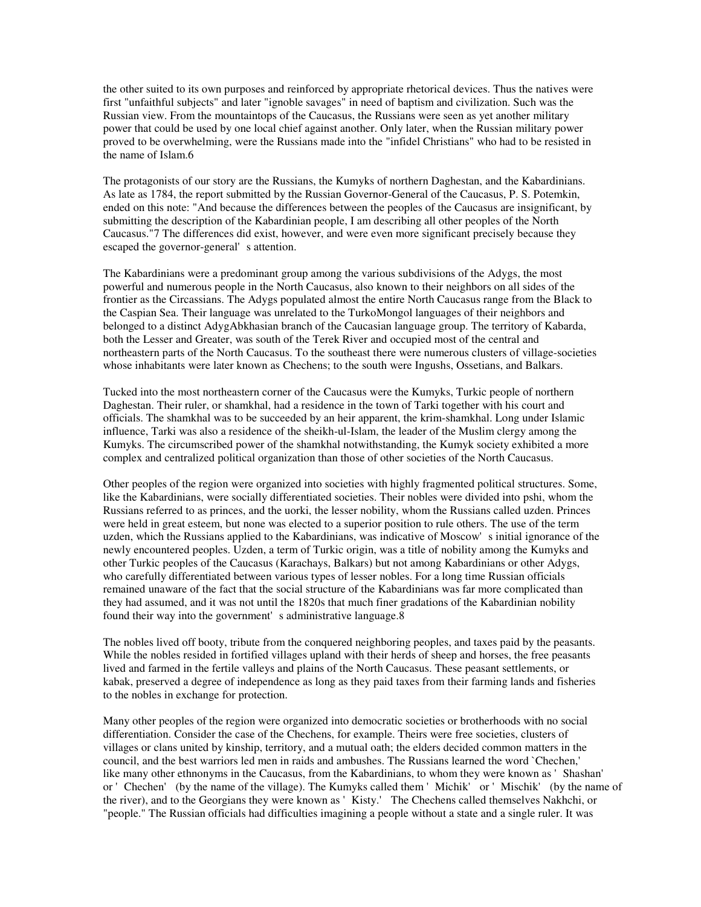the other suited to its own purposes and reinforced by appropriate rhetorical devices. Thus the natives were first "unfaithful subjects" and later "ignoble savages" in need of baptism and civilization. Such was the Russian view. From the mountaintops of the Caucasus, the Russians were seen as yet another military power that could be used by one local chief against another. Only later, when the Russian military power proved to be overwhelming, were the Russians made into the "infidel Christians" who had to be resisted in the name of Islam.6

The protagonists of our story are the Russians, the Kumyks of northern Daghestan, and the Kabardinians. As late as 1784, the report submitted by the Russian Governor-General of the Caucasus, P. S. Potemkin, ended on this note: "And because the differences between the peoples of the Caucasus are insignificant, by submitting the description of the Kabardinian people, I am describing all other peoples of the North Caucasus."7 The differences did exist, however, and were even more significant precisely because they escaped the governor-general' s attention.

The Kabardinians were a predominant group among the various subdivisions of the Adygs, the most powerful and numerous people in the North Caucasus, also known to their neighbors on all sides of the frontier as the Circassians. The Adygs populated almost the entire North Caucasus range from the Black to the Caspian Sea. Their language was unrelated to the TurkoMongol languages of their neighbors and belonged to a distinct AdygAbkhasian branch of the Caucasian language group. The territory of Kabarda, both the Lesser and Greater, was south of the Terek River and occupied most of the central and northeastern parts of the North Caucasus. To the southeast there were numerous clusters of village-societies whose inhabitants were later known as Chechens; to the south were Ingushs, Ossetians, and Balkars.

Tucked into the most northeastern corner of the Caucasus were the Kumyks, Turkic people of northern Daghestan. Their ruler, or shamkhal, had a residence in the town of Tarki together with his court and officials. The shamkhal was to be succeeded by an heir apparent, the krim-shamkhal. Long under Islamic influence, Tarki was also a residence of the sheikh-ul-Islam, the leader of the Muslim clergy among the Kumyks. The circumscribed power of the shamkhal notwithstanding, the Kumyk society exhibited a more complex and centralized political organization than those of other societies of the North Caucasus.

Other peoples of the region were organized into societies with highly fragmented political structures. Some, like the Kabardinians, were socially differentiated societies. Their nobles were divided into pshi, whom the Russians referred to as princes, and the uorki, the lesser nobility, whom the Russians called uzden. Princes were held in great esteem, but none was elected to a superior position to rule others. The use of the term uzden, which the Russians applied to the Kabardinians, was indicative of Moscow' s initial ignorance of the newly encountered peoples. Uzden, a term of Turkic origin, was a title of nobility among the Kumyks and other Turkic peoples of the Caucasus (Karachays, Balkars) but not among Kabardinians or other Adygs, who carefully differentiated between various types of lesser nobles. For a long time Russian officials remained unaware of the fact that the social structure of the Kabardinians was far more complicated than they had assumed, and it was not until the 1820s that much finer gradations of the Kabardinian nobility found their way into the government' s administrative language.8

The nobles lived off booty, tribute from the conquered neighboring peoples, and taxes paid by the peasants. While the nobles resided in fortified villages upland with their herds of sheep and horses, the free peasants lived and farmed in the fertile valleys and plains of the North Caucasus. These peasant settlements, or kabak, preserved a degree of independence as long as they paid taxes from their farming lands and fisheries to the nobles in exchange for protection.

Many other peoples of the region were organized into democratic societies or brotherhoods with no social differentiation. Consider the case of the Chechens, for example. Theirs were free societies, clusters of villages or clans united by kinship, territory, and a mutual oath; the elders decided common matters in the council, and the best warriors led men in raids and ambushes. The Russians learned the word `Chechen,' like many other ethnonyms in the Caucasus, from the Kabardinians, to whom they were known as ' Shashan' or ' Chechen' (by the name of the village). The Kumyks called them ' Michik' or ' Mischik' (by the name of the river), and to the Georgians they were known as ' Kisty.' The Chechens called themselves Nakhchi, or "people." The Russian officials had difficulties imagining a people without a state and a single ruler. It was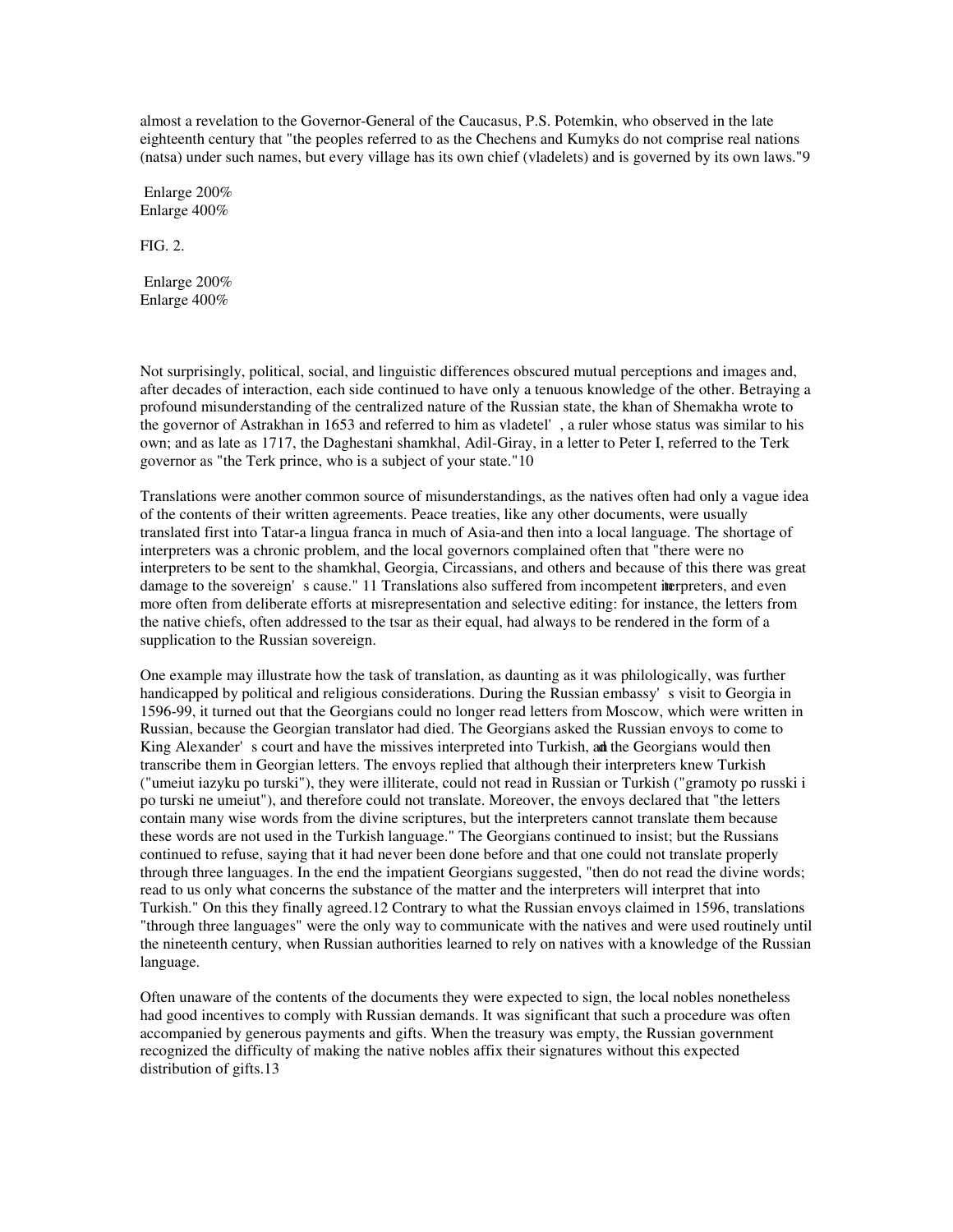almost a revelation to the Governor-General of the Caucasus, P.S. Potemkin, who observed in the late eighteenth century that "the peoples referred to as the Chechens and Kumyks do not comprise real nations (natsa) under such names, but every village has its own chief (vladelets) and is governed by its own laws."9

Enlarge 200%
Enlarge 400%

FIG. 2.

Enlarge 200%
Enlarge 400%

Not surprisingly, political, social, and linguistic differences obscured mutual perceptions and images and, after decades of interaction, each side continued to have only a tenuous knowledge of the other. Betraying a profound misunderstanding of the centralized nature of the Russian state, the khan of Shemakha wrote to the governor of Astrakhan in 1653 and referred to him as vladetel' , a ruler whose status was similar to his own; and as late as 1717, the Daghestani shamkhal, Adil-Giray, in a letter to Peter I, referred to the Terk governor as "the Terk prince, who is a subject of your state."10

Translations were another common source of misunderstandings, as the natives often had only a vague idea of the contents of their written agreements. Peace treaties, like any other documents, were usually translated first into Tatar-a lingua franca in much of Asia-and then into a local language. The shortage of interpreters was a chronic problem, and the local governors complained often that "there were no interpreters to be sent to the shamkhal, Georgia, Circassians, and others and because of this there was great damage to the sovereign' s cause." 11 Translations also suffered from incompetent interpreters, and even more often from deliberate efforts at misrepresentation and selective editing: for instance, the letters from the native chiefs, often addressed to the tsar as their equal, had always to be rendered in the form of a supplication to the Russian sovereign.

One example may illustrate how the task of translation, as daunting as it was philologically, was further handicapped by political and religious considerations. During the Russian embassy' s visit to Georgia in 1596-99, it turned out that the Georgians could no longer read letters from Moscow, which were written in Russian, because the Georgian translator had died. The Georgians asked the Russian envoys to come to King Alexander' s court and have the missives interpreted into Turkish, and the Georgians would then transcribe them in Georgian letters. The envoys replied that although their interpreters knew Turkish ("umeiut iazyku po turski"), they were illiterate, could not read in Russian or Turkish ("gramoty po russki i po turski ne umeiut"), and therefore could not translate. Moreover, the envoys declared that "the letters contain many wise words from the divine scriptures, but the interpreters cannot translate them because these words are not used in the Turkish language." The Georgians continued to insist; but the Russians continued to refuse, saying that it had never been done before and that one could not translate properly through three languages. In the end the impatient Georgians suggested, "then do not read the divine words; read to us only what concerns the substance of the matter and the interpreters will interpret that into Turkish." On this they finally agreed.12 Contrary to what the Russian envoys claimed in 1596, translations "through three languages" were the only way to communicate with the natives and were used routinely until the nineteenth century, when Russian authorities learned to rely on natives with a knowledge of the Russian language.

Often unaware of the contents of the documents they were expected to sign, the local nobles nonetheless had good incentives to comply with Russian demands. It was significant that such a procedure was often accompanied by generous payments and gifts. When the treasury was empty, the Russian government recognized the difficulty of making the native nobles affix their signatures without this expected distribution of gifts.13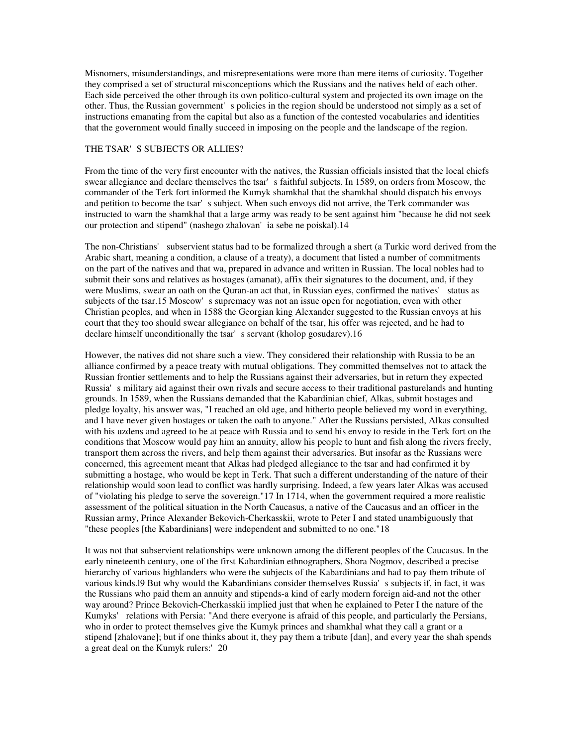Misnomers, misunderstandings, and misrepresentations were more than mere items of curiosity. Together they comprised a set of structural misconceptions which the Russians and the natives held of each other. Each side perceived the other through its own politico-cultural system and projected its own image on the other. Thus, the Russian government's policies in the region should be understood not simply as a set of instructions emanating from the capital but also as a function of the contested vocabularies and identities that the government would finally succeed in imposing on the people and the landscape of the region.

## THE TSAR'S SUBJECTS OR ALLIES?

From the time of the very first encounter with the natives, the Russian officials insisted that the local chiefs swear allegiance and declare themselves the tsar's faithful subjects. In 1589, on orders from Moscow, the commander of the Terk fort informed the Kumyk shamkhal that the shamkhal should dispatch his envoys and petition to become the tsar's subject. When such envoys did not arrive, the Terk commander was instructed to warn the shamkhal that a large army was ready to be sent against him "because he did not seek our protection and stipend" (nashego zhalovan'ia sebe ne poiskal).14

The non-Christians' subservient status had to be formalized through a shert (a Turkic word derived from the Arabic shart, meaning a condition, a clause of a treaty), a document that listed a number of commitments on the part of the natives and that wa, prepared in advance and written in Russian. The local nobles had to submit their sons and relatives as hostages (amanat), affix their signatures to the document, and, if they were Muslims, swear an oath on the Quran-an act that, in Russian eyes, confirmed the natives' status as subjects of the tsar.15 Moscow's supremacy was not an issue open for negotiation, even with other Christian peoples, and when in 1588 the Georgian king Alexander suggested to the Russian envoys at his court that they too should swear allegiance on behalf of the tsar, his offer was rejected, and he had to declare himself unconditionally the tsar's servant (kholop gosudarev).16

However, the natives did not share such a view. They considered their relationship with Russia to be an alliance confirmed by a peace treaty with mutual obligations. They committed themselves not to attack the Russian frontier settlements and to help the Russians against their adversaries, but in return they expected Russia's military aid against their own rivals and secure access to their traditional pasturelands and hunting grounds. In 1589, when the Russians demanded that the Kabardinian chief, Alkas, submit hostages and pledge loyalty, his answer was, "I reached an old age, and hitherto people believed my word in everything, and I have never given hostages or taken the oath to anyone." After the Russians persisted, Alkas consulted with his uzdens and agreed to be at peace with Russia and to send his envoy to reside in the Terk fort on the conditions that Moscow would pay him an annuity, allow his people to hunt and fish along the rivers freely, transport them across the rivers, and help them against their adversaries. But insofar as the Russians were concerned, this agreement meant that Alkas had pledged allegiance to the tsar and had confirmed it by submitting a hostage, who would be kept in Terk. That such a different understanding of the nature of their relationship would soon lead to conflict was hardly surprising. Indeed, a few years later Alkas was accused of "violating his pledge to serve the sovereign."17 In 1714, when the government required a more realistic assessment of the political situation in the North Caucasus, a native of the Caucasus and an officer in the Russian army, Prince Alexander Bekovich-Cherkasskii, wrote to Peter I and stated unambiguously that "these peoples [the Kabardinians] were independent and submitted to no one."18

It was not that subservient relationships were unknown among the different peoples of the Caucasus. In the early nineteenth century, one of the first Kabardinian ethnographers, Shora Nogmov, described a precise hierarchy of various highlanders who were the subjects of the Kabardinians and had to pay them tribute of various kinds.19 But why would the Kabardinians consider themselves Russia's subjects if, in fact, it was the Russians who paid them an annuity and stipends-a kind of early modern foreign aid-and not the other way around? Prince Bekovich-Cherkasskii implied just that when he explained to Peter I the nature of the Kumyks' relations with Persia: "And there everyone is afraid of this people, and particularly the Persians, who in order to protect themselves give the Kumyk princes and shamkhal what they call a grant or a stipend [zhalovane]; but if one thinks about it, they pay them a tribute [dan], and every year the shah spends a great deal on the Kumyk rulers.' 20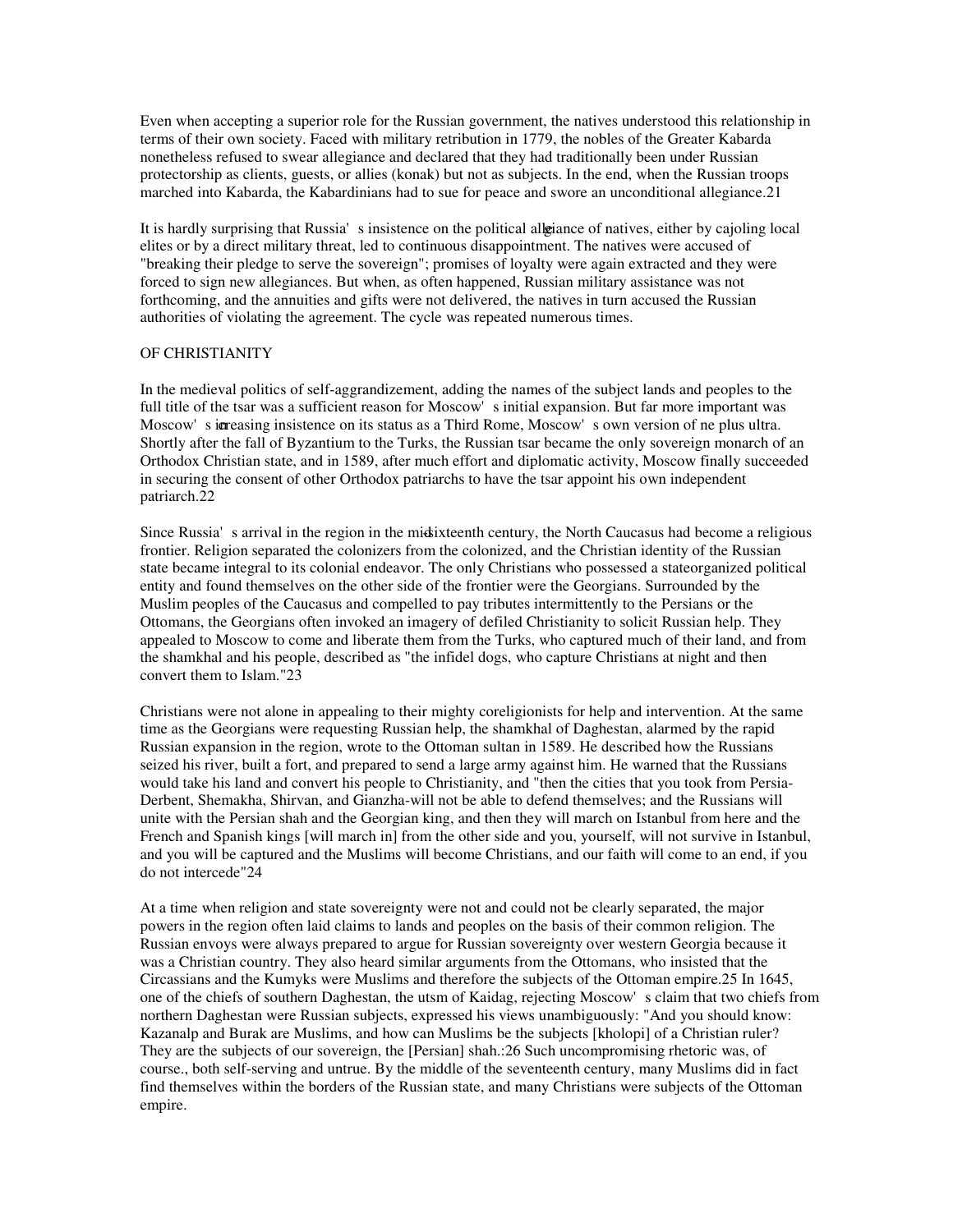Even when accepting a superior role for the Russian government, the natives understood this relationship in terms of their own society. Faced with military retribution in 1779, the nobles of the Greater Kabarda nonetheless refused to swear allegiance and declared that they had traditionally been under Russian protectorship as clients, guests, or allies (konak) but not as subjects. In the end, when the Russian troops marched into Kabarda, the Kabardinians had to sue for peace and swore an unconditional allegiance.21

It is hardly surprising that Russia's insistence on the political allegiance of natives, either by cajoling local elites or by a direct military threat, led to continuous disappointment. The natives were accused of "breaking their pledge to serve the sovereign"; promises of loyalty were again extracted and they were forced to sign new allegiances. But when, as often happened, Russian military assistance was not forthcoming, and the annuities and gifts were not delivered, the natives in turn accused the Russian authorities of violating the agreement. The cycle was repeated numerous times.

## OF CHRISTIANITY

In the medieval politics of self-aggrandizement, adding the names of the subject lands and peoples to the full title of the tsar was a sufficient reason for Moscow's initial expansion. But far more important was Moscow's increasing insistence on its status as a Third Rome, Moscow's own version of ne plus ultra. Shortly after the fall of Byzantium to the Turks, the Russian tsar became the only sovereign monarch of an Orthodox Christian state, and in 1589, after much effort and diplomatic activity, Moscow finally succeeded in securing the consent of other Orthodox patriarchs to have the tsar appoint his own independent patriarch.22

Since Russia's arrival in the region in the mid-sixteenth century, the North Caucasus had become a religious frontier. Religion separated the colonizers from the colonized, and the Christian identity of the Russian state became integral to its colonial endeavor. The only Christians who possessed a stateorganized political entity and found themselves on the other side of the frontier were the Georgians. Surrounded by the Muslim peoples of the Caucasus and compelled to pay tributes intermittently to the Persians or the Ottomans, the Georgians often invoked an imagery of defiled Christianity to solicit Russian help. They appealed to Moscow to come and liberate them from the Turks, who captured much of their land, and from the shamkhal and his people, described as "the infidel dogs, who capture Christians at night and then convert them to Islam."23

Christians were not alone in appealing to their mighty coreligionists for help and intervention. At the same time as the Georgians were requesting Russian help, the shamkhal of Daghestan, alarmed by the rapid Russian expansion in the region, wrote to the Ottoman sultan in 1589. He described how the Russians seized his river, built a fort, and prepared to send a large army against him. He warned that the Russians would take his land and convert his people to Christianity, and "then the cities that you took from Persia-Derbent, Shemakha, Shirvan, and Gianzha-will not be able to defend themselves; and the Russians will unite with the Persian shah and the Georgian king, and then they will march on Istanbul from here and the French and Spanish kings [will march in] from the other side and you, yourself, will not survive in Istanbul, and you will be captured and the Muslims will become Christians, and our faith will come to an end, if you do not intercede"24

At a time when religion and state sovereignty were not and could not be clearly separated, the major powers in the region often laid claims to lands and peoples on the basis of their common religion. The Russian envoys were always prepared to argue for Russian sovereignty over western Georgia because it was a Christian country. They also heard similar arguments from the Ottomans, who insisted that the Circassians and the Kumyks were Muslims and therefore the subjects of the Ottoman empire.25 In 1645, one of the chiefs of southern Daghestan, the utsm of Kaidag, rejecting Moscow's claim that two chiefs from northern Daghestan were Russian subjects, expressed his views unambiguously: "And you should know: Kazanalp and Burak are Muslims, and how can Muslims be the subjects [kholopi] of a Christian ruler? They are the subjects of our sovereign, the [Persian] shah.:26 Such uncompromising rhetoric was, of course., both self-serving and untrue. By the middle of the seventeenth century, many Muslims did in fact find themselves within the borders of the Russian state, and many Christians were subjects of the Ottoman empire.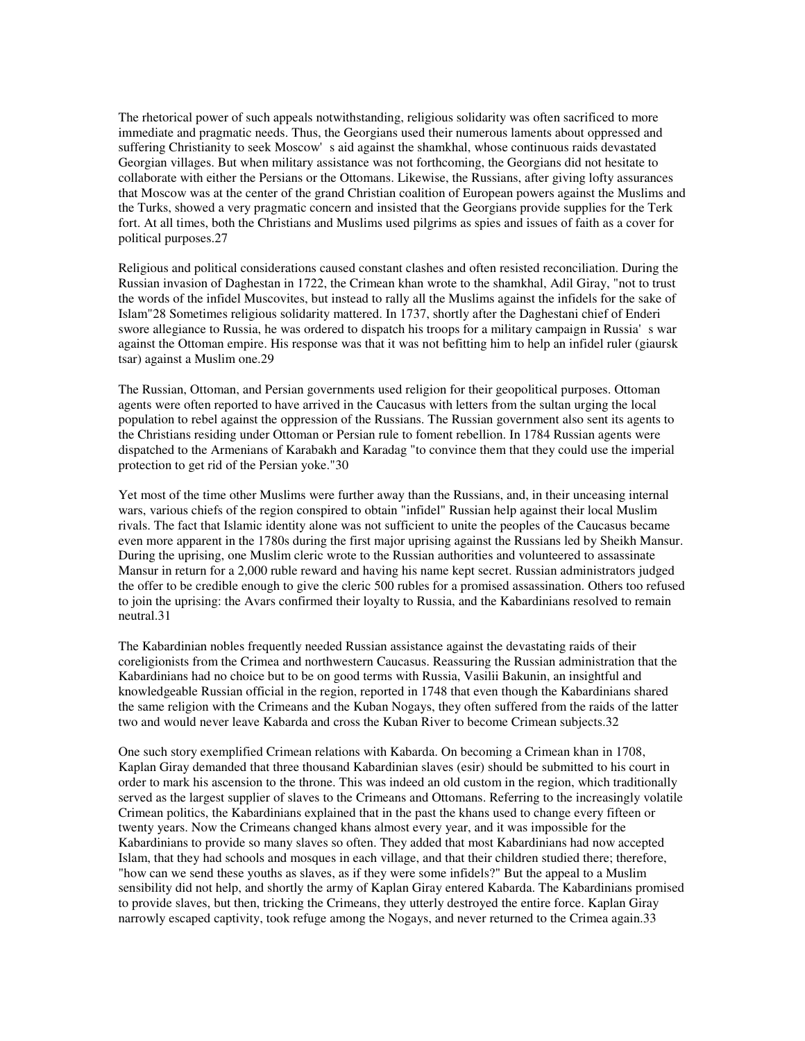The rhetorical power of such appeals notwithstanding, religious solidarity was often sacrificed to more immediate and pragmatic needs. Thus, the Georgians used their numerous laments about oppressed and suffering Christianity to seek Moscow's aid against the shamkhal, whose continuous raids devastated Georgian villages. But when military assistance was not forthcoming, the Georgians did not hesitate to collaborate with either the Persians or the Ottomans. Likewise, the Russians, after giving lofty assurances that Moscow was at the center of the grand Christian coalition of European powers against the Muslims and the Turks, showed a very pragmatic concern and insisted that the Georgians provide supplies for the Terk fort. At all times, both the Christians and Muslims used pilgrims as spies and issues of faith as a cover for political purposes.27

Religious and political considerations caused constant clashes and often resisted reconciliation. During the Russian invasion of Daghestan in 1722, the Crimean khan wrote to the shamkhal, Adil Giray, "not to trust the words of the infidel Muscovites, but instead to rally all the Muslims against the infidels for the sake of Islam"28 Sometimes religious solidarity mattered. In 1737, shortly after the Daghestani chief of Enderi swore allegiance to Russia, he was ordered to dispatch his troops for a military campaign in Russia's war against the Ottoman empire. His response was that it was not befitting him to help an infidel ruler (giaursk tsar) against a Muslim one.29

The Russian, Ottoman, and Persian governments used religion for their geopolitical purposes. Ottoman agents were often reported to have arrived in the Caucasus with letters from the sultan urging the local population to rebel against the oppression of the Russians. The Russian government also sent its agents to the Christians residing under Ottoman or Persian rule to foment rebellion. In 1784 Russian agents were dispatched to the Armenians of Karabakh and Karadag "to convince them that they could use the imperial protection to get rid of the Persian yoke."30

Yet most of the time other Muslims were further away than the Russians, and, in their unceasing internal wars, various chiefs of the region conspired to obtain "infidel" Russian help against their local Muslim rivals. The fact that Islamic identity alone was not sufficient to unite the peoples of the Caucasus became even more apparent in the 1780s during the first major uprising against the Russians led by Sheikh Mansur. During the uprising, one Muslim cleric wrote to the Russian authorities and volunteered to assassinate Mansur in return for a 2,000 ruble reward and having his name kept secret. Russian administrators judged the offer to be credible enough to give the cleric 500 rubles for a promised assassination. Others too refused to join the uprising: the Avars confirmed their loyalty to Russia, and the Kabardinians resolved to remain neutral.31

The Kabardinian nobles frequently needed Russian assistance against the devastating raids of their coreligionists from the Crimea and northwestern Caucasus. Reassuring the Russian administration that the Kabardinians had no choice but to be on good terms with Russia, Vasilii Bakunin, an insightful and knowledgeable Russian official in the region, reported in 1748 that even though the Kabardinians shared the same religion with the Crimeans and the Kuban Nogays, they often suffered from the raids of the latter two and would never leave Kabarda and cross the Kuban River to become Crimean subjects.32

One such story exemplified Crimean relations with Kabarda. On becoming a Crimean khan in 1708, Kaplan Giray demanded that three thousand Kabardinian slaves (esir) should be submitted to his court in order to mark his ascension to the throne. This was indeed an old custom in the region, which traditionally served as the largest supplier of slaves to the Crimeans and Ottomans. Referring to the increasingly volatile Crimean politics, the Kabardinians explained that in the past the khans used to change every fifteen or twenty years. Now the Crimeans changed khans almost every year, and it was impossible for the Kabardinians to provide so many slaves so often. They added that most Kabardinians had now accepted Islam, that they had schools and mosques in each village, and that their children studied there; therefore, "how can we send these youths as slaves, as if they were some infidels?" But the appeal to a Muslim sensibility did not help, and shortly the army of Kaplan Giray entered Kabarda. The Kabardinians promised to provide slaves, but then, tricking the Crimeans, they utterly destroyed the entire force. Kaplan Giray narrowly escaped captivity, took refuge among the Nogays, and never returned to the Crimea again.33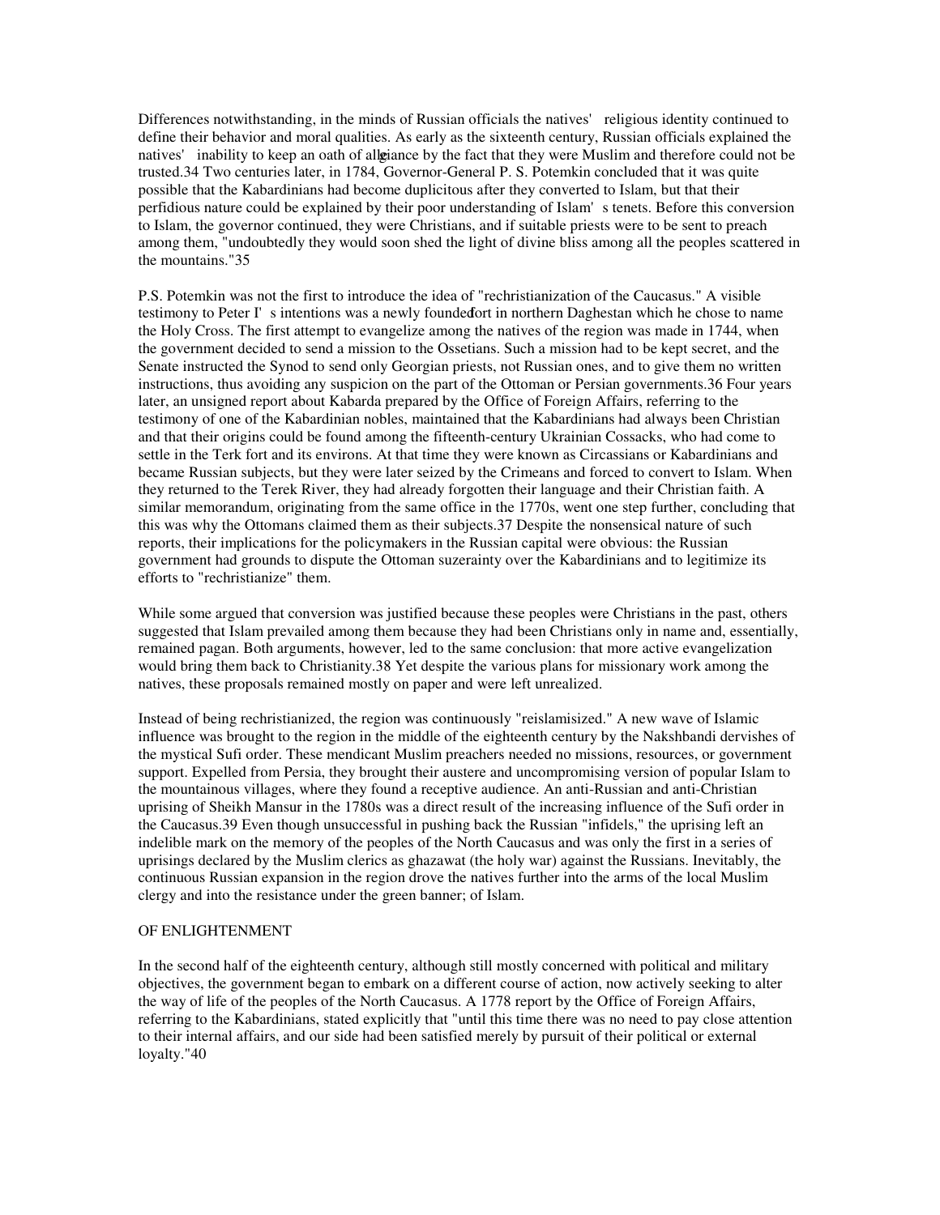Differences notwithstanding, in the minds of Russian officials the natives' religious identity continued to define their behavior and moral qualities. As early as the sixteenth century, Russian officials explained the natives' inability to keep an oath of allegiance by the fact that they were Muslim and therefore could not be trusted.34 Two centuries later, in 1784, Governor-General P. S. Potemkin concluded that it was quite possible that the Kabardinians had become duplicitous after they converted to Islam, but that their perfidious nature could be explained by their poor understanding of Islam's tenets. Before this conversion to Islam, the governor continued, they were Christians, and if suitable priests were to be sent to preach among them, "undoubtedly they would soon shed the light of divine bliss among all the peoples scattered in the mountains."35

P.S. Potemkin was not the first to introduce the idea of "rechristianization of the Caucasus." A visible testimony to Peter I's intentions was a newly founded fort in northern Daghestan which he chose to name the Holy Cross. The first attempt to evangelize among the natives of the region was made in 1744, when the government decided to send a mission to the Ossetians. Such a mission had to be kept secret, and the Senate instructed the Synod to send only Georgian priests, not Russian ones, and to give them no written instructions, thus avoiding any suspicion on the part of the Ottoman or Persian governments.36 Four years later, an unsigned report about Kabarda prepared by the Office of Foreign Affairs, referring to the testimony of one of the Kabardinian nobles, maintained that the Kabardinians had always been Christian and that their origins could be found among the fifteenth-century Ukrainian Cossacks, who had come to settle in the Terk fort and its environs. At that time they were known as Circassians or Kabardinians and became Russian subjects, but they were later seized by the Crimeans and forced to convert to Islam. When they returned to the Terek River, they had already forgotten their language and their Christian faith. A similar memorandum, originating from the same office in the 1770s, went one step further, concluding that this was why the Ottomans claimed them as their subjects.37 Despite the nonsensical nature of such reports, their implications for the policymakers in the Russian capital were obvious: the Russian government had grounds to dispute the Ottoman suzerainty over the Kabardinians and to legitimize its efforts to "rechristianize" them.

While some argued that conversion was justified because these peoples were Christians in the past, others suggested that Islam prevailed among them because they had been Christians only in name and, essentially, remained pagan. Both arguments, however, led to the same conclusion: that more active evangelization would bring them back to Christianity.38 Yet despite the various plans for missionary work among the natives, these proposals remained mostly on paper and were left unrealized.

Instead of being rechristianized, the region was continuously "reislamisized." A new wave of Islamic influence was brought to the region in the middle of the eighteenth century by the Nakshbandi dervishes of the mystical Sufi order. These mendicant Muslim preachers needed no missions, resources, or government support. Expelled from Persia, they brought their austere and uncompromising version of popular Islam to the mountainous villages, where they found a receptive audience. An anti-Russian and anti-Christian uprising of Sheikh Mansur in the 1780s was a direct result of the increasing influence of the Sufi order in the Caucasus.39 Even though unsuccessful in pushing back the Russian "infidels," the uprising left an indelible mark on the memory of the peoples of the North Caucasus and was only the first in a series of uprisings declared by the Muslim clerics as ghazawat (the holy war) against the Russians. Inevitably, the continuous Russian expansion in the region drove the natives further into the arms of the local Muslim clergy and into the resistance under the green banner; of Islam.

OF ENLIGHTENMENT

In the second half of the eighteenth century, although still mostly concerned with political and military objectives, the government began to embark on a different course of action, now actively seeking to alter the way of life of the peoples of the North Caucasus. A 1778 report by the Office of Foreign Affairs, referring to the Kabardinians, stated explicitly that "until this time there was no need to pay close attention to their internal affairs, and our side had been satisfied merely by pursuit of their political or external loyalty."40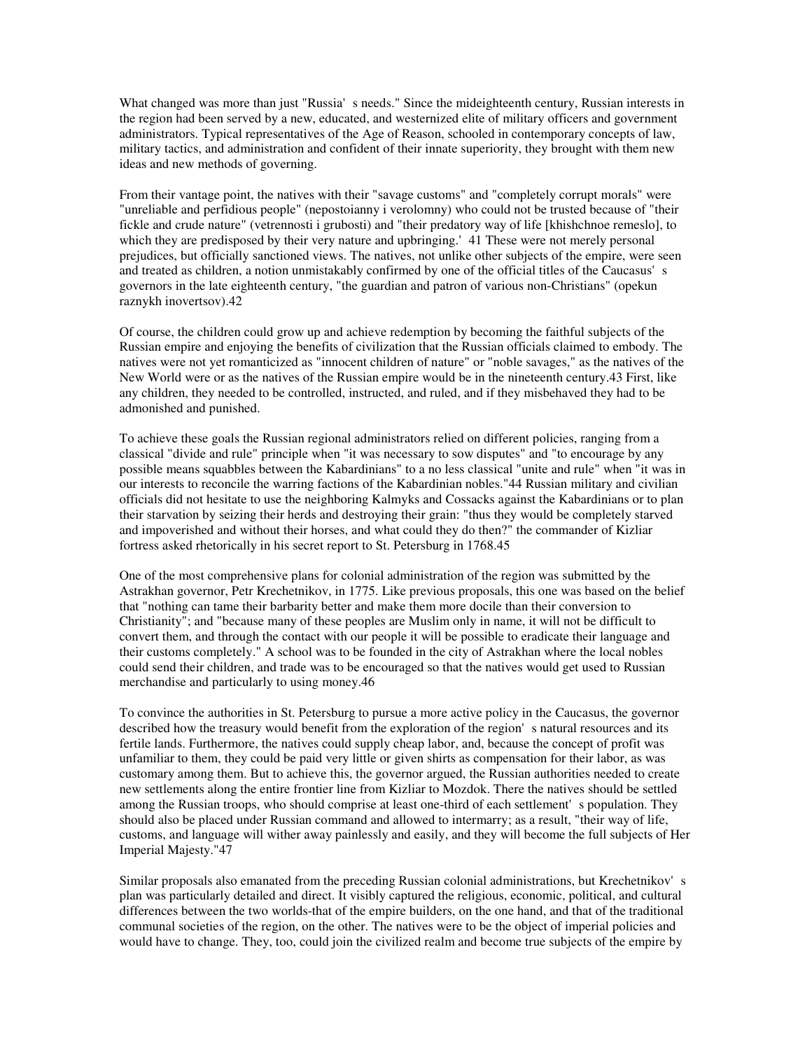What changed was more than just "Russia's needs." Since the mideighteenth century, Russian interests in the region had been served by a new, educated, and westernized elite of military officers and government administrators. Typical representatives of the Age of Reason, schooled in contemporary concepts of law, military tactics, and administration and confident of their innate superiority, they brought with them new ideas and new methods of governing.

From their vantage point, the natives with their "savage customs" and "completely corrupt morals" were "unreliable and perfidious people" (nepostoianny i verolomny) who could not be trusted because of "their fickle and crude nature" (vetrennosti i grubosti) and "their predatory way of life [khishchnoe remeslo], to which they are predisposed by their very nature and upbringing.' 41 These were not merely personal prejudices, but officially sanctioned views. The natives, not unlike other subjects of the empire, were seen and treated as children, a notion unmistakably confirmed by one of the official titles of the Caucasus's governors in the late eighteenth century, "the guardian and patron of various non-Christians" (opekun raznykh inovertsov).42

Of course, the children could grow up and achieve redemption by becoming the faithful subjects of the Russian empire and enjoying the benefits of civilization that the Russian officials claimed to embody. The natives were not yet romanticized as "innocent children of nature" or "noble savages," as the natives of the New World were or as the natives of the Russian empire would be in the nineteenth century.43 First, like any children, they needed to be controlled, instructed, and ruled, and if they misbehaved they had to be admonished and punished.

To achieve these goals the Russian regional administrators relied on different policies, ranging from a classical "divide and rule" principle when "it was necessary to sow disputes" and "to encourage by any possible means squabbles between the Kabardinians" to a no less classical "unite and rule" when "it was in our interests to reconcile the warring factions of the Kabardinian nobles."44 Russian military and civilian officials did not hesitate to use the neighboring Kalmyks and Cossacks against the Kabardinians or to plan their starvation by seizing their herds and destroying their grain: "thus they would be completely starved and impoverished and without their horses, and what could they do then?" the commander of Kizliar fortress asked rhetorically in his secret report to St. Petersburg in 1768.45

One of the most comprehensive plans for colonial administration of the region was submitted by the Astrakhan governor, Petr Krechetnikov, in 1775. Like previous proposals, this one was based on the belief that "nothing can tame their barbarity better and make them more docile than their conversion to Christianity"; and "because many of these peoples are Muslim only in name, it will not be difficult to convert them, and through the contact with our people it will be possible to eradicate their language and their customs completely." A school was to be founded in the city of Astrakhan where the local nobles could send their children, and trade was to be encouraged so that the natives would get used to Russian merchandise and particularly to using money.46

To convince the authorities in St. Petersburg to pursue a more active policy in the Caucasus, the governor described how the treasury would benefit from the exploration of the region's natural resources and its fertile lands. Furthermore, the natives could supply cheap labor, and, because the concept of profit was unfamiliar to them, they could be paid very little or given shirts as compensation for their labor, as was customary among them. But to achieve this, the governor argued, the Russian authorities needed to create new settlements along the entire frontier line from Kizliar to Mozdok. There the natives should be settled among the Russian troops, who should comprise at least one-third of each settlement's population. They should also be placed under Russian command and allowed to intermarry; as a result, "their way of life, customs, and language will wither away painlessly and easily, and they will become the full subjects of Her Imperial Majesty."47

Similar proposals also emanated from the preceding Russian colonial administrations, but Krechetnikov's plan was particularly detailed and direct. It visibly captured the religious, economic, political, and cultural differences between the two worlds-that of the empire builders, on the one hand, and that of the traditional communal societies of the region, on the other. The natives were to be the object of imperial policies and would have to change. They, too, could join the civilized realm and become true subjects of the empire by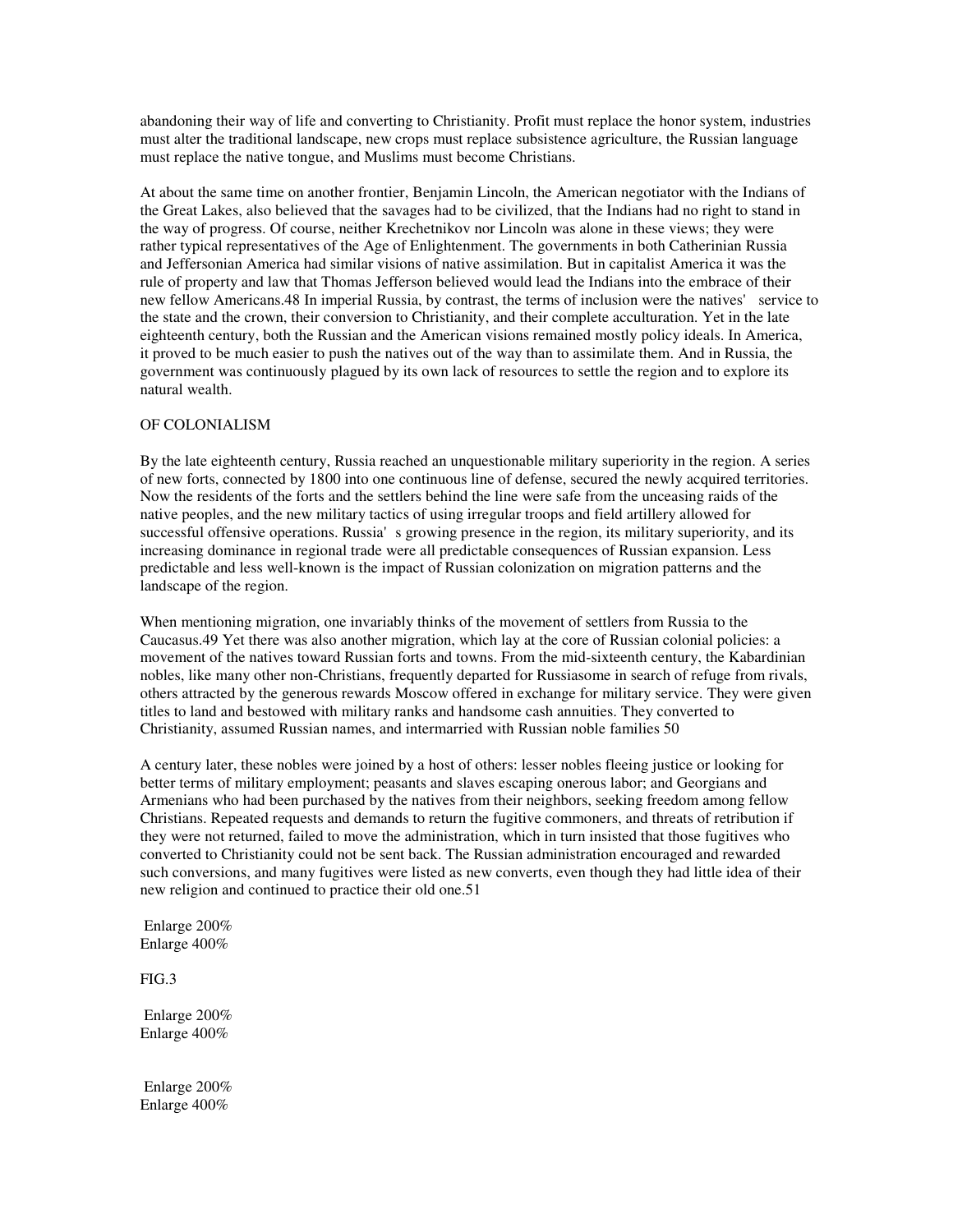abandoning their way of life and converting to Christianity. Profit must replace the honor system, industries must alter the traditional landscape, new crops must replace subsistence agriculture, the Russian language must replace the native tongue, and Muslims must become Christians.

At about the same time on another frontier, Benjamin Lincoln, the American negotiator with the Indians of the Great Lakes, also believed that the savages had to be civilized, that the Indians had no right to stand in the way of progress. Of course, neither Krechetnikov nor Lincoln was alone in these views; they were rather typical representatives of the Age of Enlightenment. The governments in both Catherinian Russia and Jeffersonian America had similar visions of native assimilation. But in capitalist America it was the rule of property and law that Thomas Jefferson believed would lead the Indians into the embrace of their new fellow Americans.[48] In imperial Russia, by contrast, the terms of inclusion were the natives' service to the state and the crown, their conversion to Christianity, and their complete acculturation. Yet in the late eighteenth century, both the Russian and the American visions remained mostly policy ideals. In America, it proved to be much easier to push the natives out of the way than to assimilate them. And in Russia, the government was continuously plagued by its own lack of resources to settle the region and to explore its natural wealth.

## OF COLONIALISM

By the late eighteenth century, Russia reached an unquestionable military superiority in the region. A series of new forts, connected by 1800 into one continuous line of defense, secured the newly acquired territories. Now the residents of the forts and the settlers behind the line were safe from the unceasing raids of the native peoples, and the new military tactics of using irregular troops and field artillery allowed for successful offensive operations. Russia's growing presence in the region, its military superiority, and its increasing dominance in regional trade were all predictable consequences of Russian expansion. Less predictable and less well-known is the impact of Russian colonization on migration patterns and the landscape of the region.

When mentioning migration, one invariably thinks of the movement of settlers from Russia to the Caucasus.[49] Yet there was also another migration, which lay at the core of Russian colonial policies: a movement of the natives toward Russian forts and towns. From the mid-sixteenth century, the Kabardinian nobles, like many other non-Christians, frequently departed for Russiasome in search of refuge from rivals, others attracted by the generous rewards Moscow offered in exchange for military service. They were given titles to land and bestowed with military ranks and handsome cash annuities. They converted to Christianity, assumed Russian names, and intermarried with Russian noble families [50]

A century later, these nobles were joined by a host of others: lesser nobles fleeing justice or looking for better terms of military employment; peasants and slaves escaping onerous labor; and Georgians and Armenians who had been purchased by the natives from their neighbors, seeking freedom among fellow Christians. Repeated requests and demands to return the fugitive commoners, and threats of retribution if they were not returned, failed to move the administration, which in turn insisted that those fugitives who converted to Christianity could not be sent back. The Russian administration encouraged and rewarded such conversions, and many fugitives were listed as new converts, even though they had little idea of their new religion and continued to practice their old one.[51]

Enlarge 200%
Enlarge 400%

FIG.3

Enlarge 200%
Enlarge 400%

Enlarge 200%
Enlarge 400%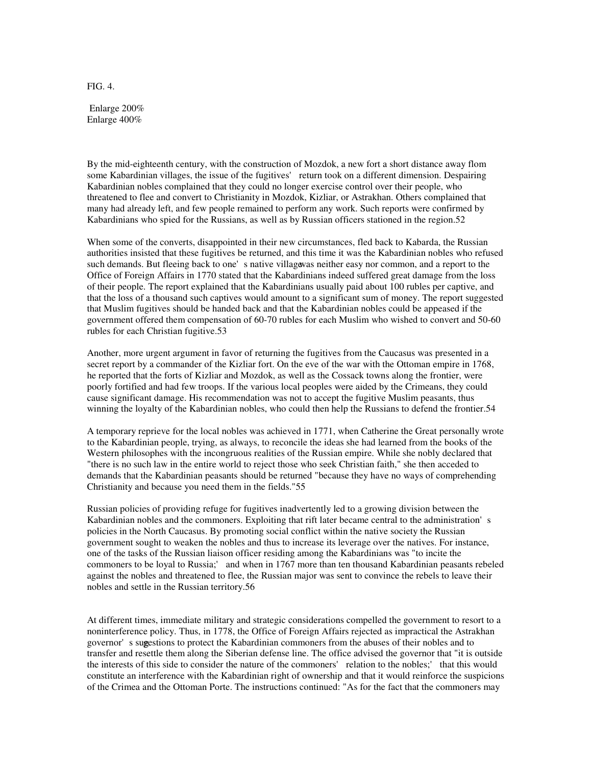FIG. 4.

Enlarge 200%
Enlarge 400%

By the mid-eighteenth century, with the construction of Mozdok, a new fort a short distance away flom some Kabardinian villages, the issue of the fugitives' return took on a different dimension. Despairing Kabardinian nobles complained that they could no longer exercise control over their people, who threatened to flee and convert to Christianity in Mozdok, Kizliar, or Astrakhan. Others complained that many had already left, and few people remained to perform any work. Such reports were confirmed by Kabardinians who spied for the Russians, as well as by Russian officers stationed in the region.52

When some of the converts, disappointed in their new circumstances, fled back to Kabarda, the Russian authorities insisted that these fugitives be returned, and this time it was the Kabardinian nobles who refused such demands. But fleeing back to one's native village was neither easy nor common, and a report to the Office of Foreign Affairs in 1770 stated that the Kabardinians indeed suffered great damage from the loss of their people. The report explained that the Kabardinians usually paid about 100 rubles per captive, and that the loss of a thousand such captives would amount to a significant sum of money. The report suggested that Muslim fugitives should be handed back and that the Kabardinian nobles could be appeased if the government offered them compensation of 60-70 rubles for each Muslim who wished to convert and 50-60 rubles for each Christian fugitive.53

Another, more urgent argument in favor of returning the fugitives from the Caucasus was presented in a secret report by a commander of the Kizliar fort. On the eve of the war with the Ottoman empire in 1768, he reported that the forts of Kizliar and Mozdok, as well as the Cossack towns along the frontier, were poorly fortified and had few troops. If the various local peoples were aided by the Crimeans, they could cause significant damage. His recommendation was not to accept the fugitive Muslim peasants, thus winning the loyalty of the Kabardinian nobles, who could then help the Russians to defend the frontier.54

A temporary reprieve for the local nobles was achieved in 1771, when Catherine the Great personally wrote to the Kabardinian people, trying, as always, to reconcile the ideas she had learned from the books of the Western philosophes with the incongruous realities of the Russian empire. While she nobly declared that "there is no such law in the entire world to reject those who seek Christian faith," she then acceded to demands that the Kabardinian peasants should be returned "because they have no ways of comprehending Christianity and because you need them in the fields."55

Russian policies of providing refuge for fugitives inadvertently led to a growing division between the Kabardinian nobles and the commoners. Exploiting that rift later became central to the administration's policies in the North Caucasus. By promoting social conflict within the native society the Russian government sought to weaken the nobles and thus to increase its leverage over the natives. For instance, one of the tasks of the Russian liaison officer residing among the Kabardinians was "to incite the commoners to be loyal to Russia;' and when in 1767 more than ten thousand Kabardinian peasants rebeled against the nobles and threatened to flee, the Russian major was sent to convince the rebels to leave their nobles and settle in the Russian territory.56

At different times, immediate military and strategic considerations compelled the government to resort to a noninterference policy. Thus, in 1778, the Office of Foreign Affairs rejected as impractical the Astrakhan governor's suggestions to protect the Kabardinian commoners from the abuses of their nobles and to transfer and resettle them along the Siberian defense line. The office advised the governor that "it is outside the interests of this side to consider the nature of the commoners' relation to the nobles;' that this would constitute an interference with the Kabardinian right of ownership and that it would reinforce the suspicions of the Crimea and the Ottoman Porte. The instructions continued: "As for the fact that the commoners may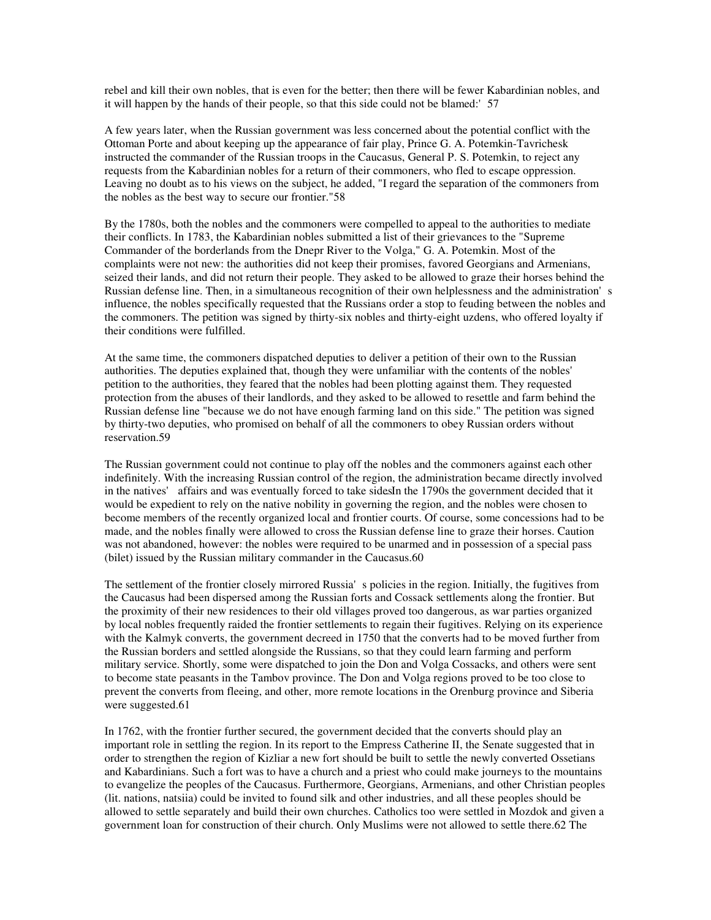rebel and kill their own nobles, that is even for the better; then there will be fewer Kabardinian nobles, and it will happen by the hands of their people, so that this side could not be blamed:' 57

A few years later, when the Russian government was less concerned about the potential conflict with the Ottoman Porte and about keeping up the appearance of fair play, Prince G. A. Potemkin-Tavrichesk instructed the commander of the Russian troops in the Caucasus, General P. S. Potemkin, to reject any requests from the Kabardinian nobles for a return of their commoners, who fled to escape oppression. Leaving no doubt as to his views on the subject, he added, "I regard the separation of the commoners from the nobles as the best way to secure our frontier."58

By the 1780s, both the nobles and the commoners were compelled to appeal to the authorities to mediate their conflicts. In 1783, the Kabardinian nobles submitted a list of their grievances to the "Supreme Commander of the borderlands from the Dnepr River to the Volga," G. A. Potemkin. Most of the complaints were not new: the authorities did not keep their promises, favored Georgians and Armenians, seized their lands, and did not return their people. They asked to be allowed to graze their horses behind the Russian defense line. Then, in a simultaneous recognition of their own helplessness and the administration' s influence, the nobles specifically requested that the Russians order a stop to feuding between the nobles and the commoners. The petition was signed by thirty-six nobles and thirty-eight uzdens, who offered loyalty if their conditions were fulfilled.

At the same time, the commoners dispatched deputies to deliver a petition of their own to the Russian authorities. The deputies explained that, though they were unfamiliar with the contents of the nobles' petition to the authorities, they feared that the nobles had been plotting against them. They requested protection from the abuses of their landlords, and they asked to be allowed to resettle and farm behind the Russian defense line "because we do not have enough farming land on this side." The petition was signed by thirty-two deputies, who promised on behalf of all the commoners to obey Russian orders without reservation.59

The Russian government could not continue to play off the nobles and the commoners against each other indefinitely. With the increasing Russian control of the region, the administration became directly involved in the natives' affairs and was eventually forced to take sidesIn the 1790s the government decided that it would be expedient to rely on the native nobility in governing the region, and the nobles were chosen to become members of the recently organized local and frontier courts. Of course, some concessions had to be made, and the nobles finally were allowed to cross the Russian defense line to graze their horses. Caution was not abandoned, however: the nobles were required to be unarmed and in possession of a special pass (bilet) issued by the Russian military commander in the Caucasus.60

The settlement of the frontier closely mirrored Russia' s policies in the region. Initially, the fugitives from the Caucasus had been dispersed among the Russian forts and Cossack settlements along the frontier. But the proximity of their new residences to their old villages proved too dangerous, as war parties organized by local nobles frequently raided the frontier settlements to regain their fugitives. Relying on its experience with the Kalmyk converts, the government decreed in 1750 that the converts had to be moved further from the Russian borders and settled alongside the Russians, so that they could learn farming and perform military service. Shortly, some were dispatched to join the Don and Volga Cossacks, and others were sent to become state peasants in the Tambov province. The Don and Volga regions proved to be too close to prevent the converts from fleeing, and other, more remote locations in the Orenburg province and Siberia were suggested.61

In 1762, with the frontier further secured, the government decided that the converts should play an important role in settling the region. In its report to the Empress Catherine II, the Senate suggested that in order to strengthen the region of Kizliar a new fort should be built to settle the newly converted Ossetians and Kabardinians. Such a fort was to have a church and a priest who could make journeys to the mountains to evangelize the peoples of the Caucasus. Furthermore, Georgians, Armenians, and other Christian peoples (lit. nations, natsiia) could be invited to found silk and other industries, and all these peoples should be allowed to settle separately and build their own churches. Catholics too were settled in Mozdok and given a government loan for construction of their church. Only Muslims were not allowed to settle there.62 The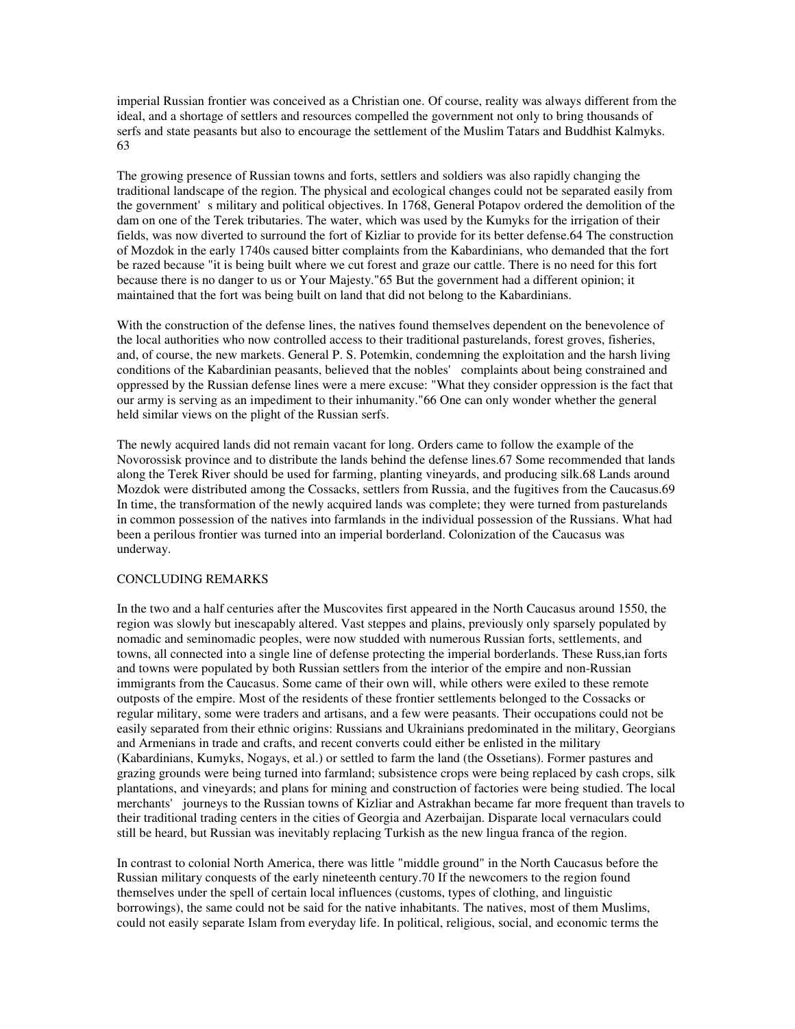imperial Russian frontier was conceived as a Christian one. Of course, reality was always different from the ideal, and a shortage of settlers and resources compelled the government not only to bring thousands of serfs and state peasants but also to encourage the settlement of the Muslim Tatars and Buddhist Kalmyks.[63]

The growing presence of Russian towns and forts, settlers and soldiers was also rapidly changing the traditional landscape of the region. The physical and ecological changes could not be separated easily from the government's military and political objectives. In 1768, General Potapov ordered the demolition of the dam on one of the Terek tributaries. The water, which was used by the Kumyks for the irrigation of their fields, was now diverted to surround the fort of Kizliar to provide for its better defense.[64] The construction of Mozdok in the early 1740s caused bitter complaints from the Kabardinians, who demanded that the fort be razed because "it is being built where we cut forest and graze our cattle. There is no need for this fort because there is no danger to us or Your Majesty."[65] But the government had a different opinion; it maintained that the fort was being built on land that did not belong to the Kabardinians.

With the construction of the defense lines, the natives found themselves dependent on the benevolence of the local authorities who now controlled access to their traditional pasturelands, forest groves, fisheries, and, of course, the new markets. General P. S. Potemkin, condemning the exploitation and the harsh living conditions of the Kabardinian peasants, believed that the nobles' complaints about being constrained and oppressed by the Russian defense lines were a mere excuse: "What they consider oppression is the fact that our army is serving as an impediment to their inhumanity."[66] One can only wonder whether the general held similar views on the plight of the Russian serfs.

The newly acquired lands did not remain vacant for long. Orders came to follow the example of the Novorossisk province and to distribute the lands behind the defense lines.[67] Some recommended that lands along the Terek River should be used for farming, planting vineyards, and producing silk.[68] Lands around Mozdok were distributed among the Cossacks, settlers from Russia, and the fugitives from the Caucasus.[69] In time, the transformation of the newly acquired lands was complete; they were turned from pasturelands in common possession of the natives into farmlands in the individual possession of the Russians. What had been a perilous frontier was turned into an imperial borderland. Colonization of the Caucasus was underway.

## CONCLUDING REMARKS

In the two and a half centuries after the Muscovites first appeared in the North Caucasus around 1550, the region was slowly but inescapably altered. Vast steppes and plains, previously only sparsely populated by nomadic and seminomadic peoples, were now studded with numerous Russian forts, settlements, and towns, all connected into a single line of defense protecting the imperial borderlands. These Russ,ian forts and towns were populated by both Russian settlers from the interior of the empire and non-Russian immigrants from the Caucasus. Some came of their own will, while others were exiled to these remote outposts of the empire. Most of the residents of these frontier settlements belonged to the Cossacks or regular military, some were traders and artisans, and a few were peasants. Their occupations could not be easily separated from their ethnic origins: Russians and Ukrainians predominated in the military, Georgians and Armenians in trade and crafts, and recent converts could either be enlisted in the military (Kabardinians, Kumyks, Nogays, et al.) or settled to farm the land (the Ossetians). Former pastures and grazing grounds were being turned into farmland; subsistence crops were being replaced by cash crops, silk plantations, and vineyards; and plans for mining and construction of factories were being studied. The local merchants' journeys to the Russian towns of Kizliar and Astrakhan became far more frequent than travels to their traditional trading centers in the cities of Georgia and Azerbaijan. Disparate local vernaculars could still be heard, but Russian was inevitably replacing Turkish as the new lingua franca of the region.

In contrast to colonial North America, there was little "middle ground" in the North Caucasus before the Russian military conquests of the early nineteenth century.[70] If the newcomers to the region found themselves under the spell of certain local influences (customs, types of clothing, and linguistic borrowings), the same could not be said for the native inhabitants. The natives, most of them Muslims, could not easily separate Islam from everyday life. In political, religious, social, and economic terms the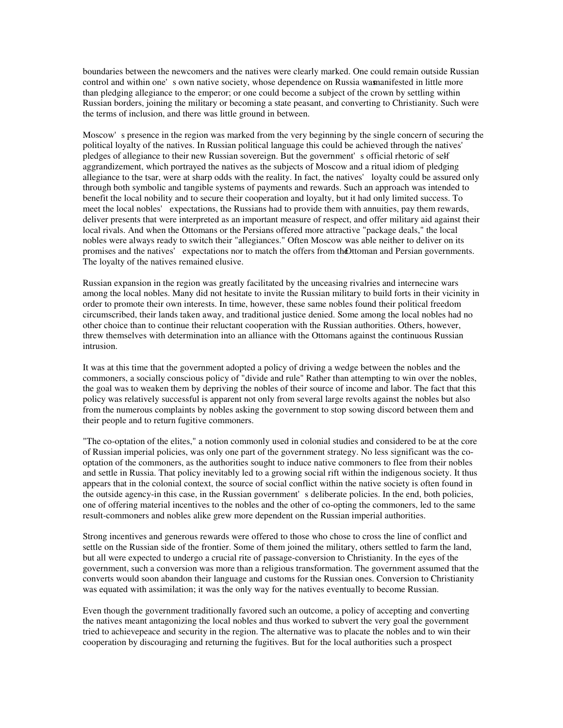boundaries between the newcomers and the natives were clearly marked. One could remain outside Russian control and within one's own native society, whose dependence on Russia was manifested in little more than pledging allegiance to the emperor; or one could become a subject of the crown by settling within Russian borders, joining the military or becoming a state peasant, and converting to Christianity. Such were the terms of inclusion, and there was little ground in between.

Moscow's presence in the region was marked from the very beginning by the single concern of securing the political loyalty of the natives. In Russian political language this could be achieved through the natives' pledges of allegiance to their new Russian sovereign. But the government's official rhetoric of self-aggrandizement, which portrayed the natives as the subjects of Moscow and a ritual idiom of pledging allegiance to the tsar, were at sharp odds with the reality. In fact, the natives' loyalty could be assured only through both symbolic and tangible systems of payments and rewards. Such an approach was intended to benefit the local nobility and to secure their cooperation and loyalty, but it had only limited success. To meet the local nobles' expectations, the Russians had to provide them with annuities, pay them rewards, deliver presents that were interpreted as an important measure of respect, and offer military aid against their local rivals. And when the Ottomans or the Persians offered more attractive "package deals," the local nobles were always ready to switch their "allegiances." Often Moscow was able neither to deliver on its promises and the natives' expectations nor to match the offers from the Ottoman and Persian governments. The loyalty of the natives remained elusive.

Russian expansion in the region was greatly facilitated by the unceasing rivalries and internecine wars among the local nobles. Many did not hesitate to invite the Russian military to build forts in their vicinity in order to promote their own interests. In time, however, these same nobles found their political freedom circumscribed, their lands taken away, and traditional justice denied. Some among the local nobles had no other choice than to continue their reluctant cooperation with the Russian authorities. Others, however, threw themselves with determination into an alliance with the Ottomans against the continuous Russian intrusion.

It was at this time that the government adopted a policy of driving a wedge between the nobles and the commoners, a socially conscious policy of "divide and rule" Rather than attempting to win over the nobles, the goal was to weaken them by depriving the nobles of their source of income and labor. The fact that this policy was relatively successful is apparent not only from several large revolts against the nobles but also from the numerous complaints by nobles asking the government to stop sowing discord between them and their people and to return fugitive commoners.

"The co-optation of the elites," a notion commonly used in colonial studies and considered to be at the core of Russian imperial policies, was only one part of the government strategy. No less significant was the co-optation of the commoners, as the authorities sought to induce native commoners to flee from their nobles and settle in Russia. That policy inevitably led to a growing social rift within the indigenous society. It thus appears that in the colonial context, the source of social conflict within the native society is often found in the outside agency-in this case, in the Russian government's deliberate policies. In the end, both policies, one of offering material incentives to the nobles and the other of co-opting the commoners, led to the same result-commoners and nobles alike grew more dependent on the Russian imperial authorities.

Strong incentives and generous rewards were offered to those who chose to cross the line of conflict and settle on the Russian side of the frontier. Some of them joined the military, others settled to farm the land, but all were expected to undergo a crucial rite of passage-conversion to Christianity. In the eyes of the government, such a conversion was more than a religious transformation. The government assumed that the converts would soon abandon their language and customs for the Russian ones. Conversion to Christianity was equated with assimilation; it was the only way for the natives eventually to become Russian.

Even though the government traditionally favored such an outcome, a policy of accepting and converting the natives meant antagonizing the local nobles and thus worked to subvert the very goal the government tried to achievepeace and security in the region. The alternative was to placate the nobles and to win their cooperation by discouraging and returning the fugitives. But for the local authorities such a prospect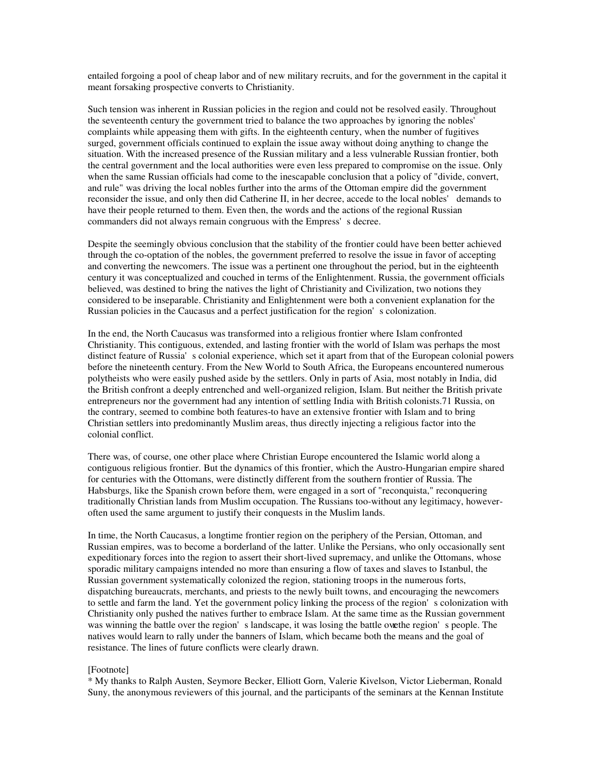entailed forgoing a pool of cheap labor and of new military recruits, and for the government in the capital it meant forsaking prospective converts to Christianity.

Such tension was inherent in Russian policies in the region and could not be resolved easily. Throughout the seventeenth century the government tried to balance the two approaches by ignoring the nobles' complaints while appeasing them with gifts. In the eighteenth century, when the number of fugitives surged, government officials continued to explain the issue away without doing anything to change the situation. With the increased presence of the Russian military and a less vulnerable Russian frontier, both the central government and the local authorities were even less prepared to compromise on the issue. Only when the same Russian officials had come to the inescapable conclusion that a policy of "divide, convert, and rule" was driving the local nobles further into the arms of the Ottoman empire did the government reconsider the issue, and only then did Catherine II, in her decree, accede to the local nobles' demands to have their people returned to them. Even then, the words and the actions of the regional Russian commanders did not always remain congruous with the Empress's decree.

Despite the seemingly obvious conclusion that the stability of the frontier could have been better achieved through the co-optation of the nobles, the government preferred to resolve the issue in favor of accepting and converting the newcomers. The issue was a pertinent one throughout the period, but in the eighteenth century it was conceptualized and couched in terms of the Enlightenment. Russia, the government officials believed, was destined to bring the natives the light of Christianity and Civilization, two notions they considered to be inseparable. Christianity and Enlightenment were both a convenient explanation for the Russian policies in the Caucasus and a perfect justification for the region's colonization.

In the end, the North Caucasus was transformed into a religious frontier where Islam confronted Christianity. This contiguous, extended, and lasting frontier with the world of Islam was perhaps the most distinct feature of Russia's colonial experience, which set it apart from that of the European colonial powers before the nineteenth century. From the New World to South Africa, the Europeans encountered numerous polytheists who were easily pushed aside by the settlers. Only in parts of Asia, most notably in India, did the British confront a deeply entrenched and well-organized religion, Islam. But neither the British private entrepreneurs nor the government had any intention of settling India with British colonists.71 Russia, on the contrary, seemed to combine both features-to have an extensive frontier with Islam and to bring Christian settlers into predominantly Muslim areas, thus directly injecting a religious factor into the colonial conflict.

There was, of course, one other place where Christian Europe encountered the Islamic world along a contiguous religious frontier. But the dynamics of this frontier, which the Austro-Hungarian empire shared for centuries with the Ottomans, were distinctly different from the southern frontier of Russia. The Habsburgs, like the Spanish crown before them, were engaged in a sort of "reconquista," reconquering traditionally Christian lands from Muslim occupation. The Russians too-without any legitimacy, however-often used the same argument to justify their conquests in the Muslim lands.

In time, the North Caucasus, a longtime frontier region on the periphery of the Persian, Ottoman, and Russian empires, was to become a borderland of the latter. Unlike the Persians, who only occasionally sent expeditionary forces into the region to assert their short-lived supremacy, and unlike the Ottomans, whose sporadic military campaigns intended no more than ensuring a flow of taxes and slaves to Istanbul, the Russian government systematically colonized the region, stationing troops in the numerous forts, dispatching bureaucrats, merchants, and priests to the newly built towns, and encouraging the newcomers to settle and farm the land. Yet the government policy linking the process of the region's colonization with Christianity only pushed the natives further to embrace Islam. At the same time as the Russian government was winning the battle over the region's landscape, it was losing the battle over the region's people. The natives would learn to rally under the banners of Islam, which became both the means and the goal of resistance. The lines of future conflicts were clearly drawn.

[Footnote]

* My thanks to Ralph Austen, Seymore Becker, Elliott Gorn, Valerie Kivelson, Victor Lieberman, Ronald Suny, the anonymous reviewers of this journal, and the participants of the seminars at the Kennan Institute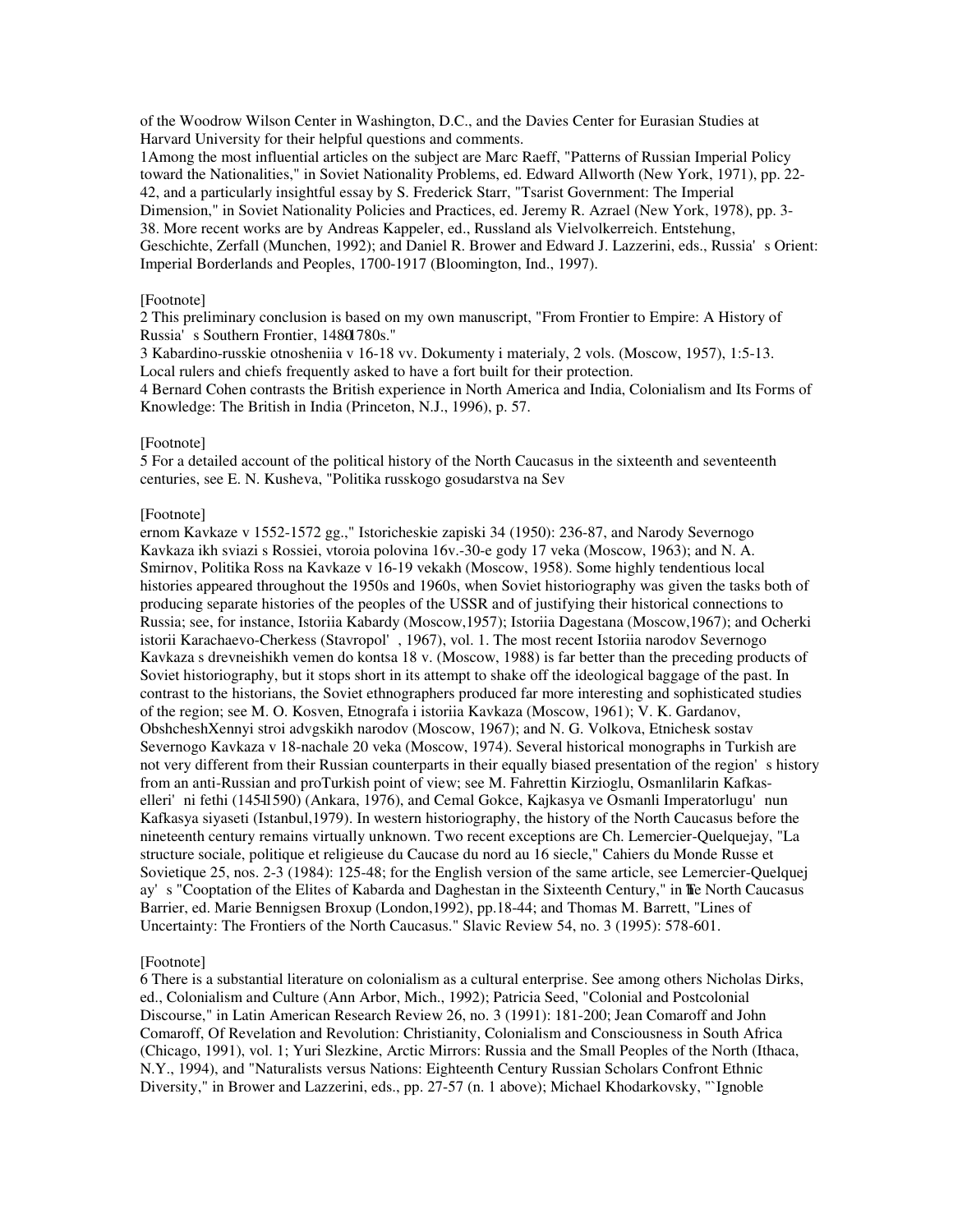of the Woodrow Wilson Center in Washington, D.C., and the Davies Center for Eurasian Studies at Harvard University for their helpful questions and comments.

1 Among the most influential articles on the subject are Marc Raeff, "Patterns of Russian Imperial Policy toward the Nationalities," in Soviet Nationality Problems, ed. Edward Allworth (New York, 1971), pp. 22-42, and a particularly insightful essay by S. Frederick Starr, "Tsarist Government: The Imperial Dimension," in Soviet Nationality Policies and Practices, ed. Jeremy R. Azrael (New York, 1978), pp. 3-38. More recent works are by Andreas Kappeler, ed., Russland als Vielvolkerreich. Entstehung, Geschichte, Zerfall (Munchen, 1992); and Daniel R. Brower and Edward J. Lazzerini, eds., Russia's Orient: Imperial Borderlands and Peoples, 1700-1917 (Bloomington, Ind., 1997).

[Footnote]

2 This preliminary conclusion is based on my own manuscript, "From Frontier to Empire: A History of Russia's Southern Frontier, 1480-1780s."

3 Kabardino-russkie otnosheniia v 16-18 vv. Dokumenty i materialy, 2 vols. (Moscow, 1957), 1:5-13. Local rulers and chiefs frequently asked to have a fort built for their protection.

4 Bernard Cohen contrasts the British experience in North America and India, Colonialism and Its Forms of Knowledge: The British in India (Princeton, N.J., 1996), p. 57.

[Footnote]

5 For a detailed account of the political history of the North Caucasus in the sixteenth and seventeenth centuries, see E. N. Kusheva, "Politika russkogo gosudarstva na Sev

[Footnote]

ernom Kavkaze v 1552-1572 gg.," Istoricheskie zapiski 34 (1950): 236-87, and Narody Severnogo Kavkaza ikh sviazi s Rossiei, vtoroia polovina 16v.-30-e gody 17 veka (Moscow, 1963); and N. A. Smirnov, Politika Ross na Kavkaze v 16-19 vekakh (Moscow, 1958). Some highly tendentious local histories appeared throughout the 1950s and 1960s, when Soviet historiography was given the tasks both of producing separate histories of the peoples of the USSR and of justifying their historical connections to Russia; see, for instance, Istoriia Kabardy (Moscow,1957); Istoriia Dagestana (Moscow,1967); and Ocherki istorii Karachaevo-Cherkess (Stavropol', 1967), vol. 1. The most recent Istoriia narodov Severnogo Kavkaza s drevneishikh vemen do kontsa 18 v. (Moscow, 1988) is far better than the preceding products of Soviet historiography, but it stops short in its attempt to shake off the ideological baggage of the past. In contrast to the historians, the Soviet ethnographers produced far more interesting and sophisticated studies of the region; see M. O. Kosven, Etnografa i istoriia Kavkaza (Moscow, 1961); V. K. Gardanov, ObshcheshXennyi stroi advgskikh narodov (Moscow, 1967); and N. G. Volkova, Etnichesk sostav Severnogo Kavkaza v 18-nachale 20 veka (Moscow, 1974). Several historical monographs in Turkish are not very different from their Russian counterparts in their equally biased presentation of the region's history from an anti-Russian and proTurkish point of view; see M. Fahrettin Kirzioglu, Osmanlilarin Kafkas-elleri'ni fethi (1451-1590) (Ankara, 1976), and Cemal Gokce, Kajkasya ve Osmanli Imperatorlugu'nun Kafkasya siyaseti (Istanbul,1979). In western historiography, the history of the North Caucasus before the nineteenth century remains virtually unknown. Two recent exceptions are Ch. Lemercier-Quelquejay, "La structure sociale, politique et religieuse du Caucase du nord au 16 siecle," Cahiers du Monde Russe et Sovietique 25, nos. 2-3 (1984): 125-48; for the English version of the same article, see Lemercier-Quelquejay's "Cooptation of the Elites of Kabarda and Daghestan in the Sixteenth Century," in The North Caucasus Barrier, ed. Marie Bennigsen Broxup (London,1992), pp.18-44; and Thomas M. Barrett, "Lines of Uncertainty: The Frontiers of the North Caucasus." Slavic Review 54, no. 3 (1995): 578-601.

[Footnote]

6 There is a substantial literature on colonialism as a cultural enterprise. See among others Nicholas Dirks, ed., Colonialism and Culture (Ann Arbor, Mich., 1992); Patricia Seed, "Colonial and Postcolonial Discourse," in Latin American Research Review 26, no. 3 (1991): 181-200; Jean Comaroff and John Comaroff, Of Revelation and Revolution: Christianity, Colonialism and Consciousness in South Africa (Chicago, 1991), vol. 1; Yuri Slezkine, Arctic Mirrors: Russia and the Small Peoples of the North (Ithaca, N.Y., 1994), and "Naturalists versus Nations: Eighteenth Century Russian Scholars Confront Ethnic Diversity," in Brower and Lazzerini, eds., pp. 27-57 (n. 1 above); Michael Khodarkovsky, "`Ignoble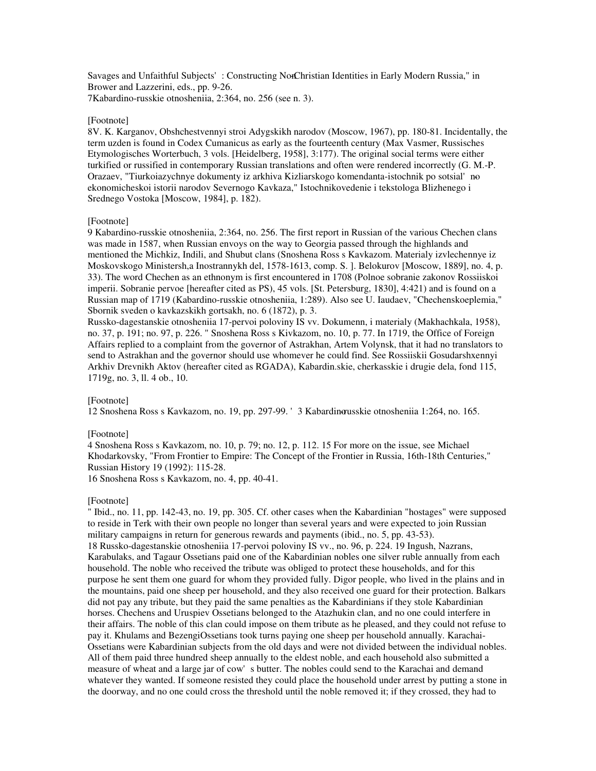Savages and Unfaithful Subjects' : Constructing Non-Christian Identities in Early Modern Russia," in Brower and Lazzerini, eds., pp. 9-26.
7Kabardino-russkie otnosheniia, 2:364, no. 256 (see n. 3).

[Footnote]
8V. K. Karganov, Obshchestvennyi stroi Adygskikh narodov (Moscow, 1967), pp. 180-81. Incidentally, the term uzden is found in Codex Cumanicus as early as the fourteenth century (Max Vasmer, Russisches Etymologisches Worterbuch, 3 vols. [Heidelberg, 1958], 3:177). The original social terms were either turkified or russified in contemporary Russian translations and often were rendered incorrectly (G. M.-P. Orazaev, "Tiurkoiazychnye dokumenty iz arkhiva Kizliarskogo komendanta-istochnik po sotsial' no-ekonomicheskoi istorii narodov Severnogo Kavkaza," Istochnikovedenie i tekstologa Blizhenego i Srednego Vostoka [Moscow, 1984], p. 182).

[Footnote]
9 Kabardino-russkie otnosheniia, 2:364, no. 256. The first report in Russian of the various Chechen clans was made in 1587, when Russian envoys on the way to Georgia passed through the highlands and mentioned the Michkiz, Indili, and Shubut clans (Snoshena Ross s Kavkazom. Materialy izvlechennye iz Moskovskogo Ministersh,a Inostrannykh del, 1578-1613, comp. S. ]. Belokurov [Moscow, 1889], no. 4, p. 33). The word Chechen as an ethnonym is first encountered in 1708 (Polnoe sobranie zakonov Rossiiskoi imperii. Sobranie pervoe [hereafter cited as PS), 45 vols. [St. Petersburg, 1830], 4:421) and is found on a Russian map of 1719 (Kabardino-russkie otnosheniia, 1:289). Also see U. Iaudaev, "Chechenskoeplemia," Sbornik sveden o kavkazskikh gortsakh, no. 6 (1872), p. 3.
Russko-dagestanskie otnosheniia 17-pervoi poloviny IS vv. Dokumenn, i materialy (Makhachkala, 1958), no. 37, p. 191; no. 97, p. 226. " Snoshena Ross s Kivkazom, no. 10, p. 77. In 1719, the Office of Foreign Affairs replied to a complaint from the governor of Astrakhan, Artem Volynsk, that it had no translators to send to Astrakhan and the governor should use whomever he could find. See Rossiiskii Gosudarshxennyi Arkhiv Drevnikh Aktov (hereafter cited as RGADA), Kabardin.skie, cherkasskie i drugie dela, fond 115, 1719g, no. 3, ll. 4 ob., 10.

[Footnote]
12 Snoshena Ross s Kavkazom, no. 19, pp. 297-99. ' 3 Kabardino-russkie otnosheniia 1:264, no. 165.

[Footnote]
4 Snoshena Ross s Kavkazom, no. 10, p. 79; no. 12, p. 112. 15 For more on the issue, see Michael Khodarkovsky, "From Frontier to Empire: The Concept of the Frontier in Russia, 16th-18th Centuries," Russian History 19 (1992): 115-28.
16 Snoshena Ross s Kavkazom, no. 4, pp. 40-41.

[Footnote]
" Ibid., no. 11, pp. 142-43, no. 19, pp. 305. Cf. other cases when the Kabardinian "hostages" were supposed to reside in Terk with their own people no longer than several years and were expected to join Russian military campaigns in return for generous rewards and payments (ibid., no. 5, pp. 43-53).
18 Russko-dagestanskie otnosheniia 17-pervoi poloviny IS vv., no. 96, p. 224. 19 Ingush, Nazrans, Karabulaks, and Tagaur Ossetians paid one of the Kabardinian nobles one silver ruble annually from each household. The noble who received the tribute was obliged to protect these households, and for this purpose he sent them one guard for whom they provided fully. Digor people, who lived in the plains and in the mountains, paid one sheep per household, and they also received one guard for their protection. Balkars did not pay any tribute, but they paid the same penalties as the Kabardinians if they stole Kabardinian horses. Chechens and Uruspiev Ossetians belonged to the Atazhukin clan, and no one could interfere in their affairs. The noble of this clan could impose on them tribute as he pleased, and they could not refuse to pay it. Khulams and BezengiOssetians took turns paying one sheep per household annually. Karachai-Ossetians were Kabardinian subjects from the old days and were not divided between the individual nobles. All of them paid three hundred sheep annually to the eldest noble, and each household also submitted a measure of wheat and a large jar of cow' s butter. The nobles could send to the Karachai and demand whatever they wanted. If someone resisted they could place the household under arrest by putting a stone in the doorway, and no one could cross the threshold until the noble removed it; if they crossed, they had to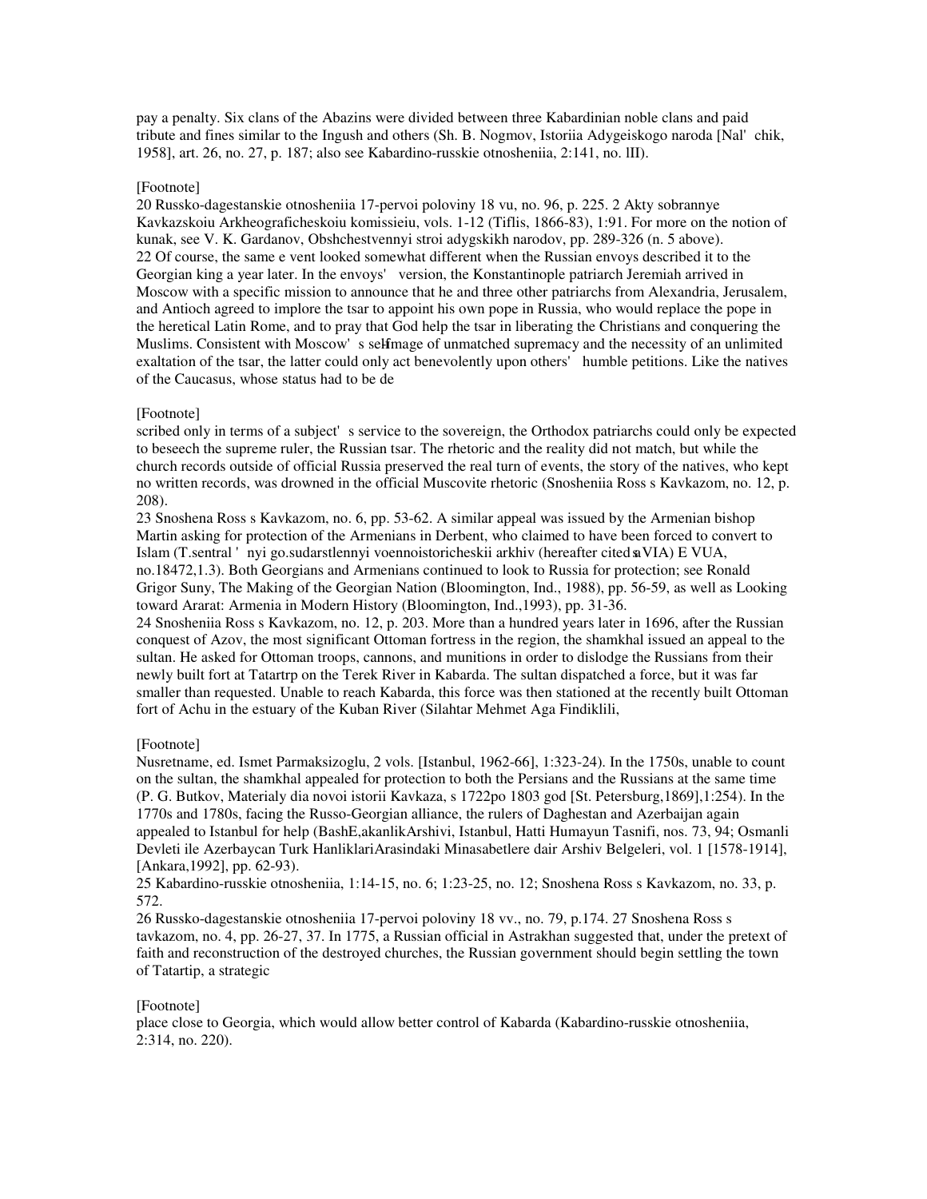pay a penalty. Six clans of the Abazins were divided between three Kabardinian noble clans and paid tribute and fines similar to the Ingush and others (Sh. B. Nogmov, Istoriia Adygeiskogo naroda [Nal' chik, 1958], art. 26, no. 27, p. 187; also see Kabardino-russkie otnosheniia, 2:141, no. lII).

[Footnote]

20 Russko-dagestanskie otnosheniia 17-pervoi poloviny 18 vu, no. 96, p. 225. 2 Akty sobrannye Kavkazskoiu Arkheograficheskoiu komissieiu, vols. 1-12 (Tiflis, 1866-83), 1:91. For more on the notion of kunak, see V. K. Gardanov, Obshchestvennyi stroi adygskikh narodov, pp. 289-326 (n. 5 above).

22 Of course, the same e vent looked somewhat different when the Russian envoys described it to the Georgian king a year later. In the envoys' version, the Konstantinople patriarch Jeremiah arrived in Moscow with a specific mission to announce that he and three other patriarchs from Alexandria, Jerusalem, and Antioch agreed to implore the tsar to appoint his own pope in Russia, who would replace the pope in the heretical Latin Rome, and to pray that God help the tsar in liberating the Christians and conquering the Muslims. Consistent with Moscow' s self-image of unmatched supremacy and the necessity of an unlimited exaltation of the tsar, the latter could only act benevolently upon others' humble petitions. Like the natives of the Caucasus, whose status had to be de

[Footnote]

scribed only in terms of a subject' s service to the sovereign, the Orthodox patriarchs could only be expected to beseech the supreme ruler, the Russian tsar. The rhetoric and the reality did not match, but while the church records outside of official Russia preserved the real turn of events, the story of the natives, who kept no written records, was drowned in the official Muscovite rhetoric (Snosheniia Ross s Kavkazom, no. 12, p. 208).

23 Snoshena Ross s Kavkazom, no. 6, pp. 53-62. A similar appeal was issued by the Armenian bishop Martin asking for protection of the Armenians in Derbent, who claimed to have been forced to convert to Islam (T.sentral ' nyi go.sudarstlennyi voennoistoricheskii arkhiv (hereafter cited as VIA) E VUA, no.18472,1.3). Both Georgians and Armenians continued to look to Russia for protection; see Ronald Grigor Suny, The Making of the Georgian Nation (Bloomington, Ind., 1988), pp. 56-59, as well as Looking toward Ararat: Armenia in Modern History (Bloomington, Ind.,1993), pp. 31-36.

24 Snosheniia Ross s Kavkazom, no. 12, p. 203. More than a hundred years later in 1696, after the Russian conquest of Azov, the most significant Ottoman fortress in the region, the shamkhal issued an appeal to the sultan. He asked for Ottoman troops, cannons, and munitions in order to dislodge the Russians from their newly built fort at Tatartrp on the Terek River in Kabarda. The sultan dispatched a force, but it was far smaller than requested. Unable to reach Kabarda, this force was then stationed at the recently built Ottoman fort of Achu in the estuary of the Kuban River (Silahtar Mehmet Aga Findiklili,

[Footnote]

Nusretname, ed. Ismet Parmaksizoglu, 2 vols. [Istanbul, 1962-66], 1:323-24). In the 1750s, unable to count on the sultan, the shamkhal appealed for protection to both the Persians and the Russians at the same time (P. G. Butkov, Materialy dia novoi istorii Kavkaza, s 1722po 1803 god [St. Petersburg,1869],1:254). In the 1770s and 1780s, facing the Russo-Georgian alliance, the rulers of Daghestan and Azerbaijan again appealed to Istanbul for help (BashE,akanlikArshivi, Istanbul, Hatti Humayun Tasnifi, nos. 73, 94; Osmanli Devleti ile Azerbaycan Turk HanliklariArasindaki Minasabetlere dair Arshiv Belgeleri, vol. 1 [1578-1914], [Ankara,1992], pp. 62-93).

25 Kabardino-russkie otnosheniia, 1:14-15, no. 6; 1:23-25, no. 12; Snoshena Ross s Kavkazom, no. 33, p. 572.

26 Russko-dagestanskie otnosheniia 17-pervoi poloviny 18 vv., no. 79, p.174. 27 Snoshena Ross s tavkazom, no. 4, pp. 26-27, 37. In 1775, a Russian official in Astrakhan suggested that, under the pretext of faith and reconstruction of the destroyed churches, the Russian government should begin settling the town of Tatartip, a strategic

[Footnote]

place close to Georgia, which would allow better control of Kabarda (Kabardino-russkie otnosheniia, 2:314, no. 220).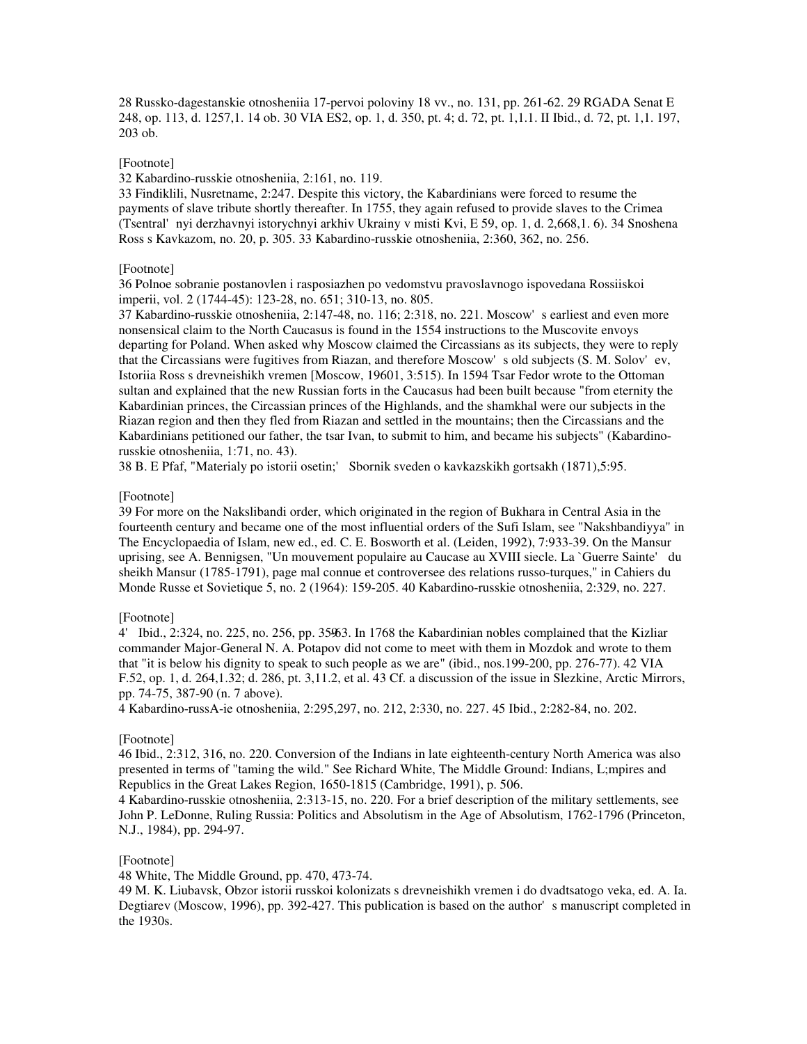28 Russko-dagestanskie otnosheniia 17-pervoi poloviny 18 vv., no. 131, pp. 261-62. 29 RGADA Senat E 248, op. 113, d. 1257,1. 14 ob. 30 VIA ES2, op. 1, d. 350, pt. 4; d. 72, pt. 1,1.1. II Ibid., d. 72, pt. 1,1. 197, 203 ob.

[Footnote]
32 Kabardino-russkie otnosheniia, 2:161, no. 119.
33 Findiklili, Nusretname, 2:247. Despite this victory, the Kabardinians were forced to resume the payments of slave tribute shortly thereafter. In 1755, they again refused to provide slaves to the Crimea (Tsentral' nyi derzhavnyi istorychnyi arkhiv Ukrainy v misti Kvi, E 59, op. 1, d. 2,668,1. 6). 34 Snoshena Ross s Kavkazom, no. 20, p. 305. 33 Kabardino-russkie otnosheniia, 2:360, 362, no. 256.

[Footnote]
36 Polnoe sobranie postanovlen i rasposiazhen po vedomstvu pravoslavnogo ispovedana Rossiiskoi imperii, vol. 2 (1744-45): 123-28, no. 651; 310-13, no. 805.
37 Kabardino-russkie otnosheniia, 2:147-48, no. 116; 2:318, no. 221. Moscow' s earliest and even more nonsensical claim to the North Caucasus is found in the 1554 instructions to the Muscovite envoys departing for Poland. When asked why Moscow claimed the Circassians as its subjects, they were to reply that the Circassians were fugitives from Riazan, and therefore Moscow' s old subjects (S. M. Solov' ev, Istoriia Ross s drevneishikh vremen [Moscow, 19601, 3:515). In 1594 Tsar Fedor wrote to the Ottoman sultan and explained that the new Russian forts in the Caucasus had been built because "from eternity the Kabardinian princes, the Circassian princes of the Highlands, and the shamkhal were our subjects in the Riazan region and then they fled from Riazan and settled in the mountains; then the Circassians and the Kabardinians petitioned our father, the tsar Ivan, to submit to him, and became his subjects" (Kabardino-russkie otnosheniia, 1:71, no. 43).
38 B. E Pfaf, "Materialy po istorii osetin;' Sbornik sveden o kavkazskikh gortsakh (1871),5:95.

[Footnote]
39 For more on the Nakslibandi order, which originated in the region of Bukhara in Central Asia in the fourteenth century and became one of the most influential orders of the Sufi Islam, see "Nakshbandiyya" in The Encyclopaedia of Islam, new ed., ed. C. E. Bosworth et al. (Leiden, 1992), 7:933-39. On the Mansur uprising, see A. Bennigsen, "Un mouvement populaire au Caucase au XVIII siecle. La `Guerre Sainte' du sheikh Mansur (1785-1791), page mal connue et controversee des relations russo-turques," in Cahiers du Monde Russe et Sovietique 5, no. 2 (1964): 159-205. 40 Kabardino-russkie otnosheniia, 2:329, no. 227.

[Footnote]
4' Ibid., 2:324, no. 225, no. 256, pp. 359-63. In 1768 the Kabardinian nobles complained that the Kizliar commander Major-General N. A. Potapov did not come to meet with them in Mozdok and wrote to them that "it is below his dignity to speak to such people as we are" (ibid., nos.199-200, pp. 276-77). 42 VIA F.52, op. 1, d. 264,1.32; d. 286, pt. 3,11.2, et al. 43 Cf. a discussion of the issue in Slezkine, Arctic Mirrors, pp. 74-75, 387-90 (n. 7 above).
4 Kabardino-russA-ie otnosheniia, 2:295,297, no. 212, 2:330, no. 227. 45 Ibid., 2:282-84, no. 202.

[Footnote]
46 Ibid., 2:312, 316, no. 220. Conversion of the Indians in late eighteenth-century North America was also presented in terms of "taming the wild." See Richard White, The Middle Ground: Indians, L;mpires and Republics in the Great Lakes Region, 1650-1815 (Cambridge, 1991), p. 506.
4 Kabardino-russkie otnosheniia, 2:313-15, no. 220. For a brief description of the military settlements, see John P. LeDonne, Ruling Russia: Politics and Absolutism in the Age of Absolutism, 1762-1796 (Princeton, N.J., 1984), pp. 294-97.

[Footnote]
48 White, The Middle Ground, pp. 470, 473-74.
49 M. K. Liubavsk, Obzor istorii russkoi kolonizats s drevneishikh vremen i do dvadtsatogo veka, ed. A. Ia. Degtiarev (Moscow, 1996), pp. 392-427. This publication is based on the author' s manuscript completed in the 1930s.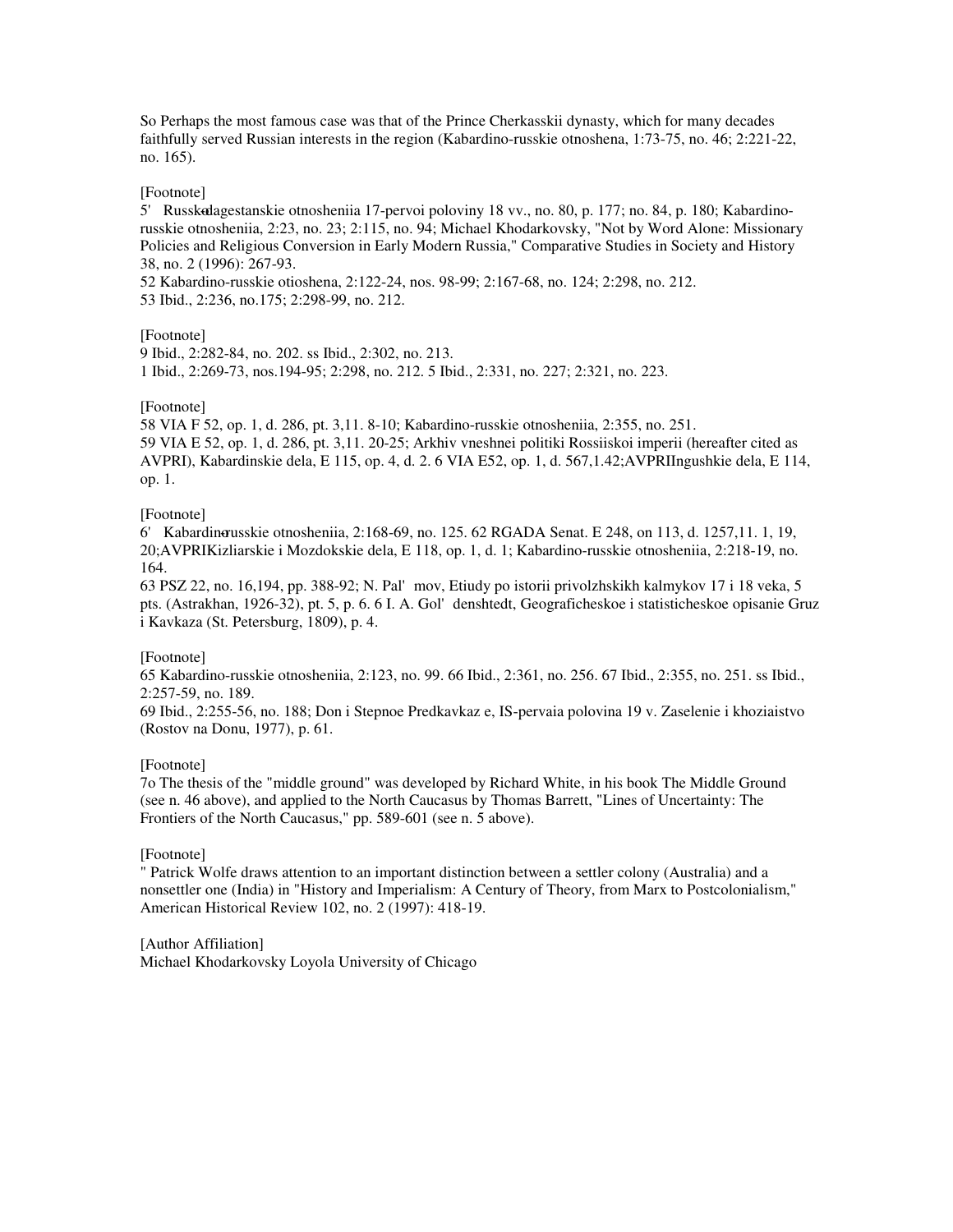So Perhaps the most famous case was that of the Prince Cherkasskii dynasty, which for many decades faithfully served Russian interests in the region (Kabardino-russkie otnoshena, 1:73-75, no. 46; 2:221-22, no. 165).

[Footnote]

5' Russko-dagestanskie otnosheniia 17-pervoi poloviny 18 vv., no. 80, p. 177; no. 84, p. 180; Kabardino-russkie otnosheniia, 2:23, no. 23; 2:115, no. 94; Michael Khodarkovsky, "Not by Word Alone: Missionary Policies and Religious Conversion in Early Modern Russia," Comparative Studies in Society and History 38, no. 2 (1996): 267-93.

52 Kabardino-russkie otioshena, 2:122-24, nos. 98-99; 2:167-68, no. 124; 2:298, no. 212.

53 Ibid., 2:236, no.175; 2:298-99, no. 212.

[Footnote]

9 Ibid., 2:282-84, no. 202. ss Ibid., 2:302, no. 213.

1 Ibid., 2:269-73, nos.194-95; 2:298, no. 212. 5 Ibid., 2:331, no. 227; 2:321, no. 223.

[Footnote]

58 VIA F 52, op. 1, d. 286, pt. 3,11. 8-10; Kabardino-russkie otnosheniia, 2:355, no. 251.

59 VIA E 52, op. 1, d. 286, pt. 3,11. 20-25; Arkhiv vneshnei politiki Rossiiskoi imperii (hereafter cited as AVPRI), Kabardinskie dela, E 115, op. 4, d. 2. 6 VIA E52, op. 1, d. 567,1.42;AVPRIIngushkie dela, E 114, op. 1.

[Footnote]

6' Kabardino-russkie otnosheniia, 2:168-69, no. 125. 62 RGADA Senat. E 248, on 113, d. 1257,11. 1, 19, 20;AVPRIKizliarskie i Mozdokskie dela, E 118, op. 1, d. 1; Kabardino-russkie otnosheniia, 2:218-19, no. 164.

63 PSZ 22, no. 16,194, pp. 388-92; N. Pal' mov, Etiudy po istorii privolzhskikh kalmykov 17 i 18 veka, 5 pts. (Astrakhan, 1926-32), pt. 5, p. 6. 6 I. A. Gol' denshtedt, Geograficheskoe i statisticheskoe opisanie Gruz i Kavkaza (St. Petersburg, 1809), p. 4.

[Footnote]

65 Kabardino-russkie otnosheniia, 2:123, no. 99. 66 Ibid., 2:361, no. 256. 67 Ibid., 2:355, no. 251. ss Ibid., 2:257-59, no. 189.

69 Ibid., 2:255-56, no. 188; Don i Stepnoe Predkavkaz e, IS-pervaia polovina 19 v. Zaselenie i khoziaistvo (Rostov na Donu, 1977), p. 61.

[Footnote]

7o The thesis of the "middle ground" was developed by Richard White, in his book The Middle Ground (see n. 46 above), and applied to the North Caucasus by Thomas Barrett, "Lines of Uncertainty: The Frontiers of the North Caucasus," pp. 589-601 (see n. 5 above).

[Footnote]

" Patrick Wolfe draws attention to an important distinction between a settler colony (Australia) and a nonsettler one (India) in "History and Imperialism: A Century of Theory, from Marx to Postcolonialism," American Historical Review 102, no. 2 (1997): 418-19.

[Author Affiliation]

Michael Khodarkovsky Loyola University of Chicago